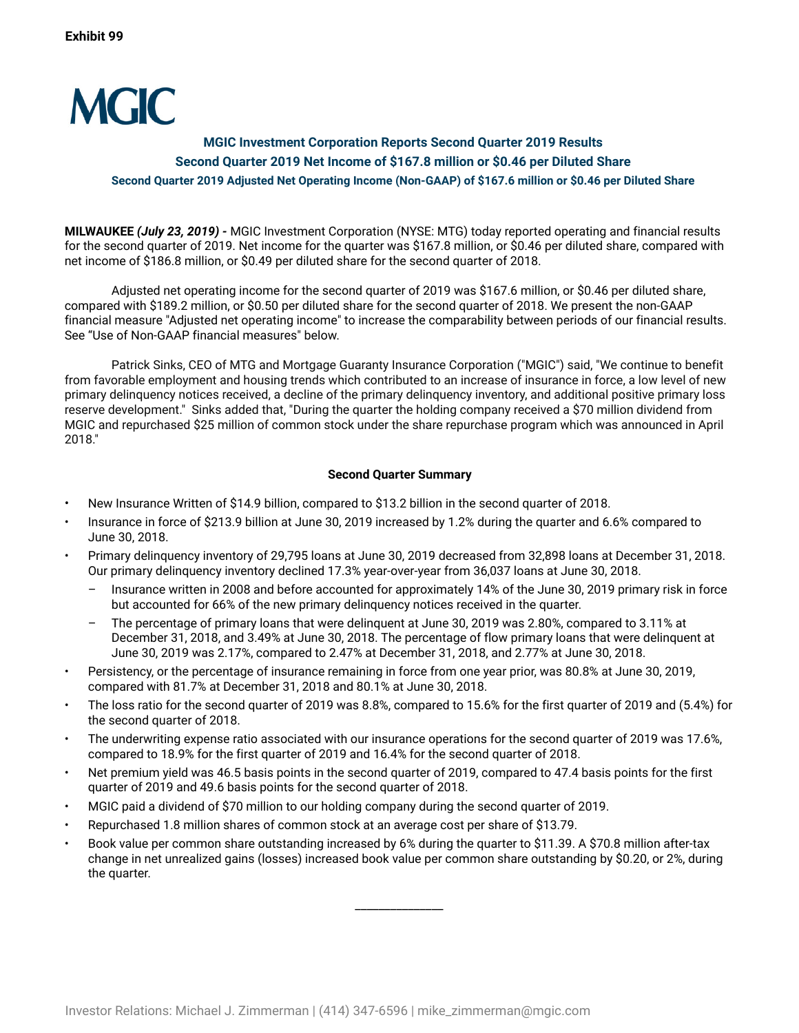**Exhibit 99**

MGIC

# MGIC Investment Corporation Reports Second Quarter 2019 Results

## Second Quarter 2019 Net Income of $167.8 million or $0.46 per Diluted Share

### Second Quarter 2019 Adjusted Net Operating Income (Non-GAAP) of $167.6 million or $0.46 per Diluted Share

**MILWAUKEE** ***(July 23, 2019) -*** MGIC Investment Corporation (NYSE: MTG) today reported operating and financial results for the second quarter of 2019. Net income for the quarter was $167.8 million, or $0.46 per diluted share, compared with net income of $186.8 million, or $0.49 per diluted share for the second quarter of 2018.

Adjusted net operating income for the second quarter of 2019 was $167.6 million, or $0.46 per diluted share, compared with $189.2 million, or $0.50 per diluted share for the second quarter of 2018. We present the non-GAAP financial measure "Adjusted net operating income" to increase the comparability between periods of our financial results. See "Use of Non-GAAP financial measures" below.

Patrick Sinks, CEO of MTG and Mortgage Guaranty Insurance Corporation ("MGIC") said, "We continue to benefit from favorable employment and housing trends which contributed to an increase of insurance in force, a low level of new primary delinquency notices received, a decline of the primary delinquency inventory, and additional positive primary loss reserve development." Sinks added that, "During the quarter the holding company received a $70 million dividend from MGIC and repurchased $25 million of common stock under the share repurchase program which was announced in April 2018."

**Second Quarter Summary**

- New Insurance Written of $14.9 billion, compared to $13.2 billion in the second quarter of 2018.
- Insurance in force of $213.9 billion at June 30, 2019 increased by 1.2% during the quarter and 6.6% compared to June 30, 2018.
- Primary delinquency inventory of 29,795 loans at June 30, 2019 decreased from 32,898 loans at December 31, 2018. Our primary delinquency inventory declined 17.3% year-over-year from 36,037 loans at June 30, 2018.
  - Insurance written in 2008 and before accounted for approximately 14% of the June 30, 2019 primary risk in force but accounted for 66% of the new primary delinquency notices received in the quarter.
  - The percentage of primary loans that were delinquent at June 30, 2019 was 2.80%, compared to 3.11% at December 31, 2018, and 3.49% at June 30, 2018. The percentage of flow primary loans that were delinquent at June 30, 2019 was 2.17%, compared to 2.47% at December 31, 2018, and 2.77% at June 30, 2018.
- Persistency, or the percentage of insurance remaining in force from one year prior, was 80.8% at June 30, 2019, compared with 81.7% at December 31, 2018 and 80.1% at June 30, 2018.
- The loss ratio for the second quarter of 2019 was 8.8%, compared to 15.6% for the first quarter of 2019 and (5.4%) for the second quarter of 2018.
- The underwriting expense ratio associated with our insurance operations for the second quarter of 2019 was 17.6%, compared to 18.9% for the first quarter of 2019 and 16.4% for the second quarter of 2018.
- Net premium yield was 46.5 basis points in the second quarter of 2019, compared to 47.4 basis points for the first quarter of 2019 and 49.6 basis points for the second quarter of 2018.
- MGIC paid a dividend of $70 million to our holding company during the second quarter of 2019.
- Repurchased 1.8 million shares of common stock at an average cost per share of $13.79.
- Book value per common share outstanding increased by 6% during the quarter to $11.39. A $70.8 million after-tax change in net unrealized gains (losses) increased book value per common share outstanding by $0.20, or 2%, during the quarter.

Investor Relations: Michael J. Zimmerman | (414) 347-6596 | mike_zimmerman@mgic.com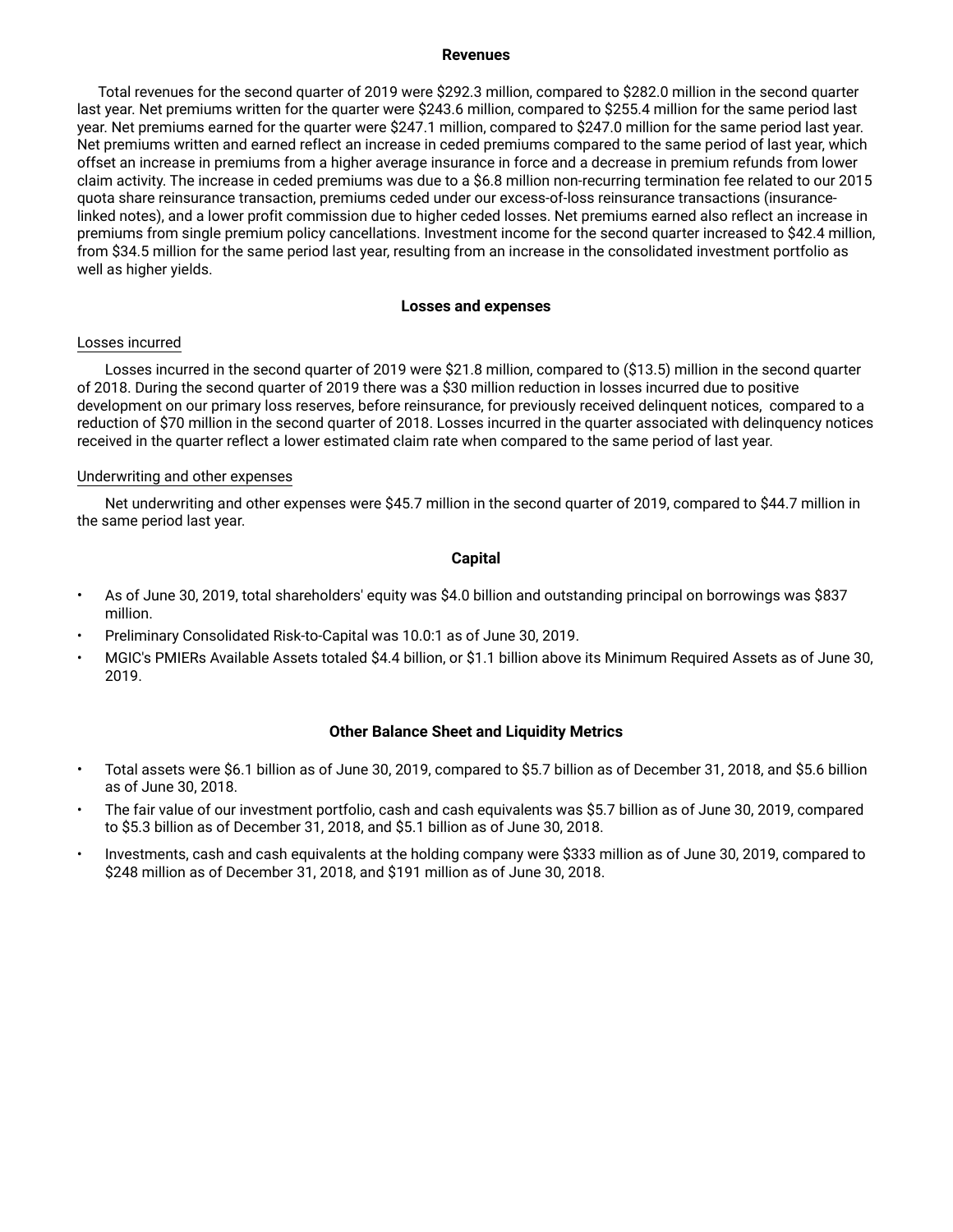## Revenues

Total revenues for the second quarter of 2019 were $292.3 million, compared to $282.0 million in the second quarter last year. Net premiums written for the quarter were $243.6 million, compared to $255.4 million for the same period last year. Net premiums earned for the quarter were $247.1 million, compared to $247.0 million for the same period last year. Net premiums written and earned reflect an increase in ceded premiums compared to the same period of last year, which offset an increase in premiums from a higher average insurance in force and a decrease in premium refunds from lower claim activity. The increase in ceded premiums was due to a $6.8 million non-recurring termination fee related to our 2015 quota share reinsurance transaction, premiums ceded under our excess-of-loss reinsurance transactions (insurance-linked notes), and a lower profit commission due to higher ceded losses. Net premiums earned also reflect an increase in premiums from single premium policy cancellations. Investment income for the second quarter increased to $42.4 million, from $34.5 million for the same period last year, resulting from an increase in the consolidated investment portfolio as well as higher yields.

## Losses and expenses

### Losses incurred

Losses incurred in the second quarter of 2019 were $21.8 million, compared to ($13.5) million in the second quarter of 2018. During the second quarter of 2019 there was a $30 million reduction in losses incurred due to positive development on our primary loss reserves, before reinsurance, for previously received delinquent notices, compared to a reduction of $70 million in the second quarter of 2018. Losses incurred in the quarter associated with delinquency notices received in the quarter reflect a lower estimated claim rate when compared to the same period of last year.

### Underwriting and other expenses

Net underwriting and other expenses were $45.7 million in the second quarter of 2019, compared to $44.7 million in the same period last year.

## Capital

- As of June 30, 2019, total shareholders' equity was $4.0 billion and outstanding principal on borrowings was $837 million.
- Preliminary Consolidated Risk-to-Capital was 10.0:1 as of June 30, 2019.
- MGIC's PMIERs Available Assets totaled $4.4 billion, or $1.1 billion above its Minimum Required Assets as of June 30, 2019.

## Other Balance Sheet and Liquidity Metrics

- Total assets were $6.1 billion as of June 30, 2019, compared to $5.7 billion as of December 31, 2018, and $5.6 billion as of June 30, 2018.
- The fair value of our investment portfolio, cash and cash equivalents was $5.7 billion as of June 30, 2019, compared to $5.3 billion as of December 31, 2018, and $5.1 billion as of June 30, 2018.
- Investments, cash and cash equivalents at the holding company were $333 million as of June 30, 2019, compared to $248 million as of December 31, 2018, and $191 million as of June 30, 2018.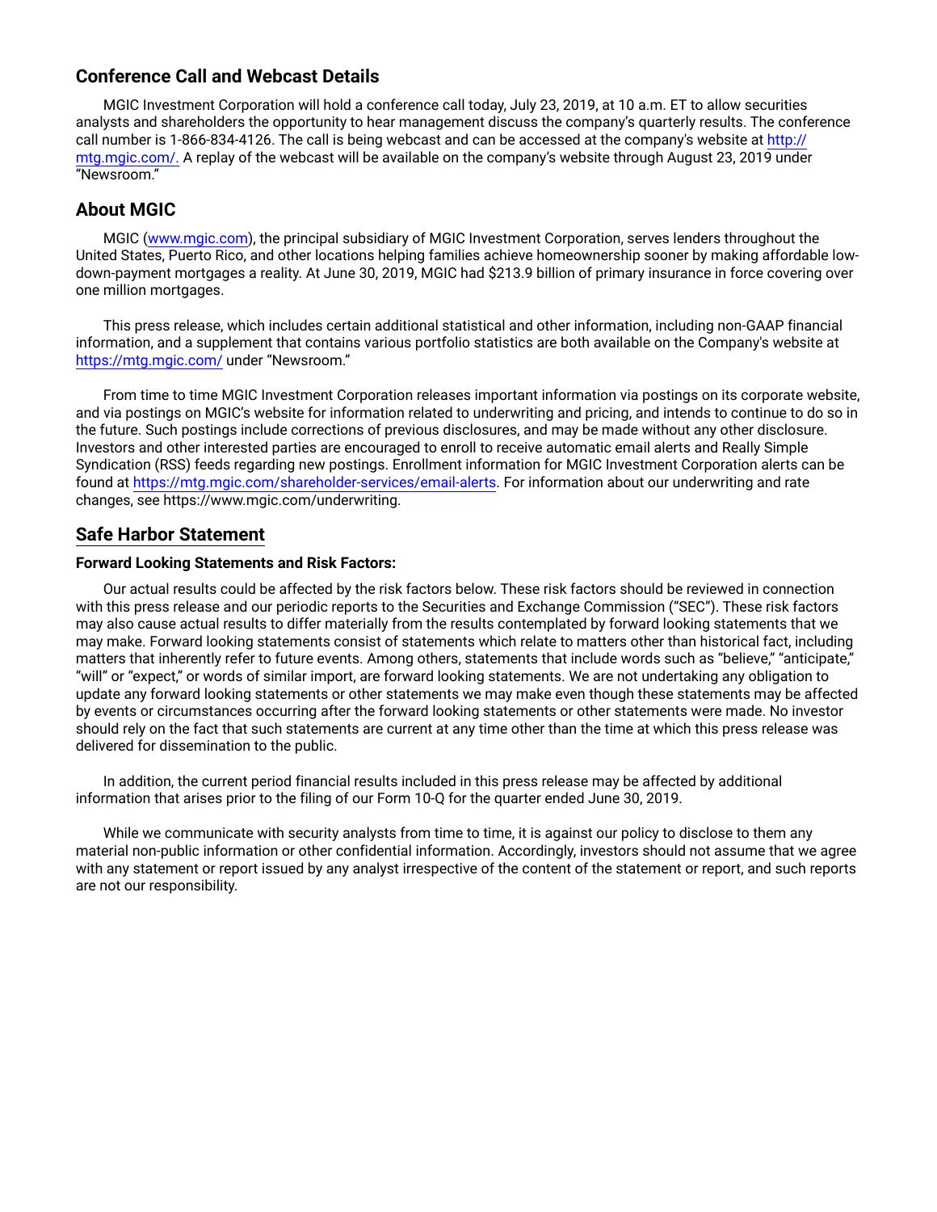## Conference Call and Webcast Details

MGIC Investment Corporation will hold a conference call today, July 23, 2019, at 10 a.m. ET to allow securities analysts and shareholders the opportunity to hear management discuss the company's quarterly results. The conference call number is 1-866-834-4126. The call is being webcast and can be accessed at the company's website at http://mtg.mgic.com/. A replay of the webcast will be available on the company's website through August 23, 2019 under "Newsroom."

## About MGIC

MGIC (www.mgic.com), the principal subsidiary of MGIC Investment Corporation, serves lenders throughout the United States, Puerto Rico, and other locations helping families achieve homeownership sooner by making affordable low-down-payment mortgages a reality. At June 30, 2019, MGIC had $213.9 billion of primary insurance in force covering over one million mortgages.

This press release, which includes certain additional statistical and other information, including non-GAAP financial information, and a supplement that contains various portfolio statistics are both available on the Company's website at https://mtg.mgic.com/ under "Newsroom."

From time to time MGIC Investment Corporation releases important information via postings on its corporate website, and via postings on MGIC's website for information related to underwriting and pricing, and intends to continue to do so in the future. Such postings include corrections of previous disclosures, and may be made without any other disclosure. Investors and other interested parties are encouraged to enroll to receive automatic email alerts and Really Simple Syndication (RSS) feeds regarding new postings. Enrollment information for MGIC Investment Corporation alerts can be found at https://mtg.mgic.com/shareholder-services/email-alerts. For information about our underwriting and rate changes, see https://www.mgic.com/underwriting.

## Safe Harbor Statement

### Forward Looking Statements and Risk Factors:

Our actual results could be affected by the risk factors below. These risk factors should be reviewed in connection with this press release and our periodic reports to the Securities and Exchange Commission ("SEC"). These risk factors may also cause actual results to differ materially from the results contemplated by forward looking statements that we may make. Forward looking statements consist of statements which relate to matters other than historical fact, including matters that inherently refer to future events. Among others, statements that include words such as "believe," "anticipate," "will" or "expect," or words of similar import, are forward looking statements. We are not undertaking any obligation to update any forward looking statements or other statements we may make even though these statements may be affected by events or circumstances occurring after the forward looking statements or other statements were made. No investor should rely on the fact that such statements are current at any time other than the time at which this press release was delivered for dissemination to the public.

In addition, the current period financial results included in this press release may be affected by additional information that arises prior to the filing of our Form 10-Q for the quarter ended June 30, 2019.

While we communicate with security analysts from time to time, it is against our policy to disclose to them any material non-public information or other confidential information. Accordingly, investors should not assume that we agree with any statement or report issued by any analyst irrespective of the content of the statement or report, and such reports are not our responsibility.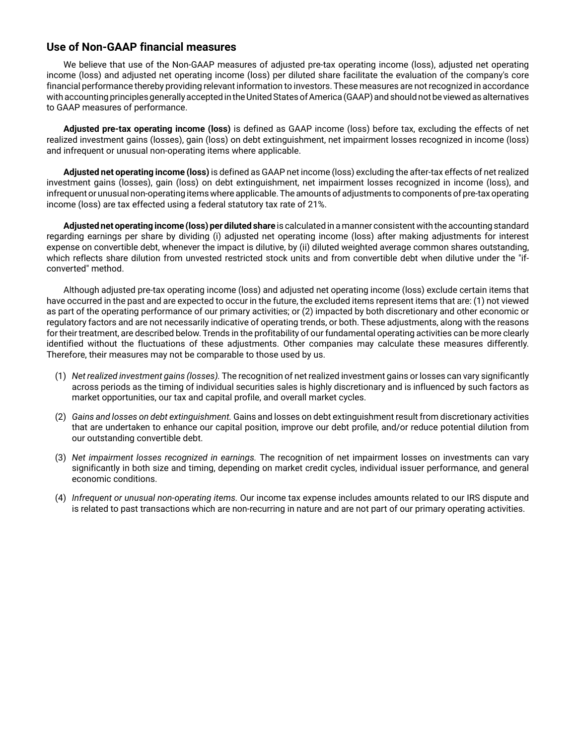## Use of Non-GAAP financial measures

We believe that use of the Non-GAAP measures of adjusted pre-tax operating income (loss), adjusted net operating income (loss) and adjusted net operating income (loss) per diluted share facilitate the evaluation of the company's core financial performance thereby providing relevant information to investors. These measures are not recognized in accordance with accounting principles generally accepted in the United States of America (GAAP) and should not be viewed as alternatives to GAAP measures of performance.

**Adjusted pre-tax operating income (loss)** is defined as GAAP income (loss) before tax, excluding the effects of net realized investment gains (losses), gain (loss) on debt extinguishment, net impairment losses recognized in income (loss) and infrequent or unusual non-operating items where applicable.

**Adjusted net operating income (loss)** is defined as GAAP net income (loss) excluding the after-tax effects of net realized investment gains (losses), gain (loss) on debt extinguishment, net impairment losses recognized in income (loss), and infrequent or unusual non-operating items where applicable. The amounts of adjustments to components of pre-tax operating income (loss) are tax effected using a federal statutory tax rate of 21%.

**Adjusted net operating income (loss) per diluted share** is calculated in a manner consistent with the accounting standard regarding earnings per share by dividing (i) adjusted net operating income (loss) after making adjustments for interest expense on convertible debt, whenever the impact is dilutive, by (ii) diluted weighted average common shares outstanding, which reflects share dilution from unvested restricted stock units and from convertible debt when dilutive under the "if-converted" method.

Although adjusted pre-tax operating income (loss) and adjusted net operating income (loss) exclude certain items that have occurred in the past and are expected to occur in the future, the excluded items represent items that are: (1) not viewed as part of the operating performance of our primary activities; or (2) impacted by both discretionary and other economic or regulatory factors and are not necessarily indicative of operating trends, or both. These adjustments, along with the reasons for their treatment, are described below. Trends in the profitability of our fundamental operating activities can be more clearly identified without the fluctuations of these adjustments. Other companies may calculate these measures differently. Therefore, their measures may not be comparable to those used by us.

1. *Net realized investment gains (losses).* The recognition of net realized investment gains or losses can vary significantly across periods as the timing of individual securities sales is highly discretionary and is influenced by such factors as market opportunities, our tax and capital profile, and overall market cycles.
2. *Gains and losses on debt extinguishment.* Gains and losses on debt extinguishment result from discretionary activities that are undertaken to enhance our capital position, improve our debt profile, and/or reduce potential dilution from our outstanding convertible debt.
3. *Net impairment losses recognized in earnings.* The recognition of net impairment losses on investments can vary significantly in both size and timing, depending on market credit cycles, individual issuer performance, and general economic conditions.
4. *Infrequent or unusual non-operating items.* Our income tax expense includes amounts related to our IRS dispute and is related to past transactions which are non-recurring in nature and are not part of our primary operating activities.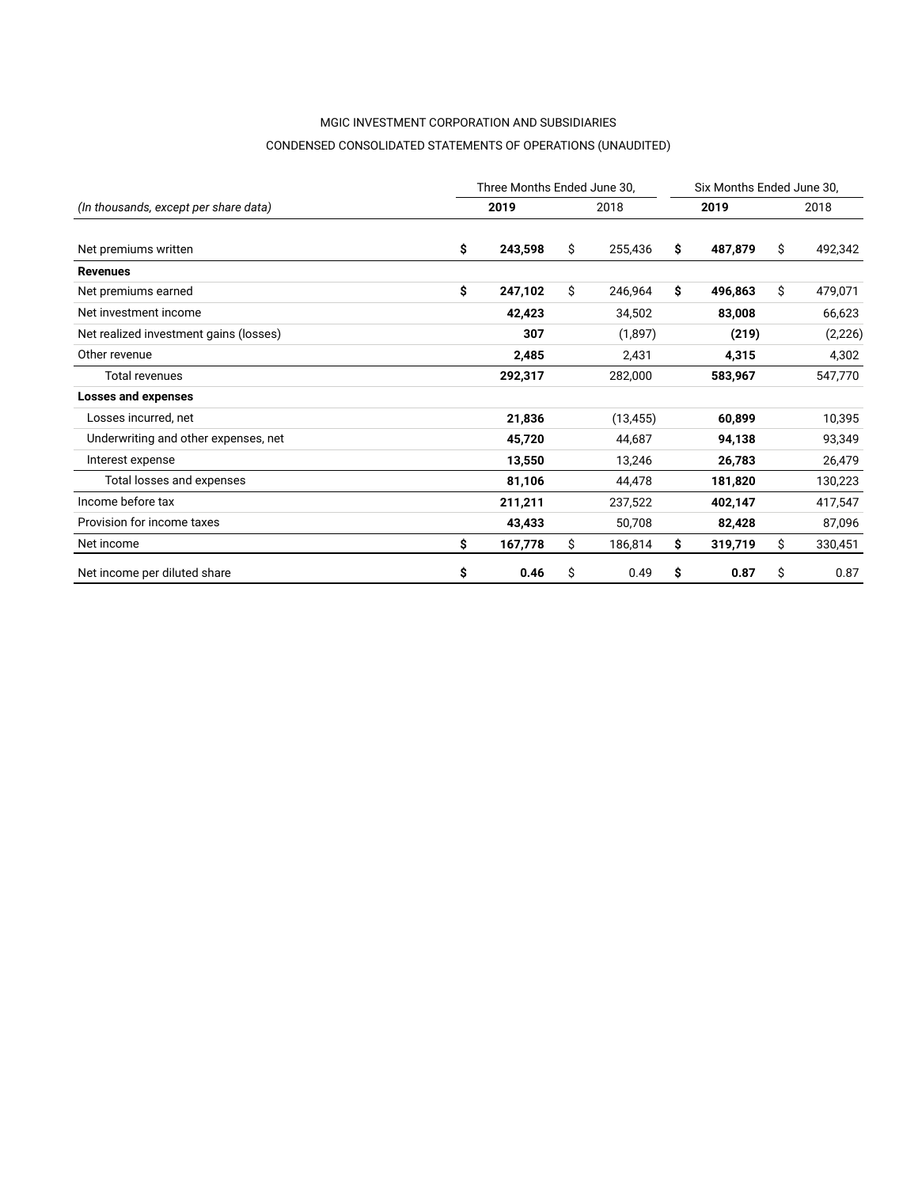MGIC INVESTMENT CORPORATION AND SUBSIDIARIES

CONDENSED CONSOLIDATED STATEMENTS OF OPERATIONS (UNAUDITED)

| | Three Months Ended June 30, | | Six Months Ended June 30, | |
|---|---|---|---|---|
| *(In thousands, except per share data)* | **2019** | 2018 | **2019** | 2018 |
| Net premiums written | **$ 243,598** | $ 255,436 | **$ 487,879** | $ 492,342 |
| **Revenues** | | | | |
| Net premiums earned | **$ 247,102** | $ 246,964 | **$ 496,863** | $ 479,071 |
| Net investment income | **42,423** | 34,502 | **83,008** | 66,623 |
| Net realized investment gains (losses) | **307** | (1,897) | **(219)** | (2,226) |
| Other revenue | **2,485** | 2,431 | **4,315** | 4,302 |
| Total revenues | **292,317** | 282,000 | **583,967** | 547,770 |
| **Losses and expenses** | | | | |
| Losses incurred, net | **21,836** | (13,455) | **60,899** | 10,395 |
| Underwriting and other expenses, net | **45,720** | 44,687 | **94,138** | 93,349 |
| Interest expense | **13,550** | 13,246 | **26,783** | 26,479 |
| Total losses and expenses | **81,106** | 44,478 | **181,820** | 130,223 |
| Income before tax | **211,211** | 237,522 | **402,147** | 417,547 |
| Provision for income taxes | **43,433** | 50,708 | **82,428** | 87,096 |
| Net income | **$ 167,778** | $ 186,814 | **$ 319,719** | $ 330,451 |
| Net income per diluted share | **$ 0.46** | $ 0.49 | **$ 0.87** | $ 0.87 |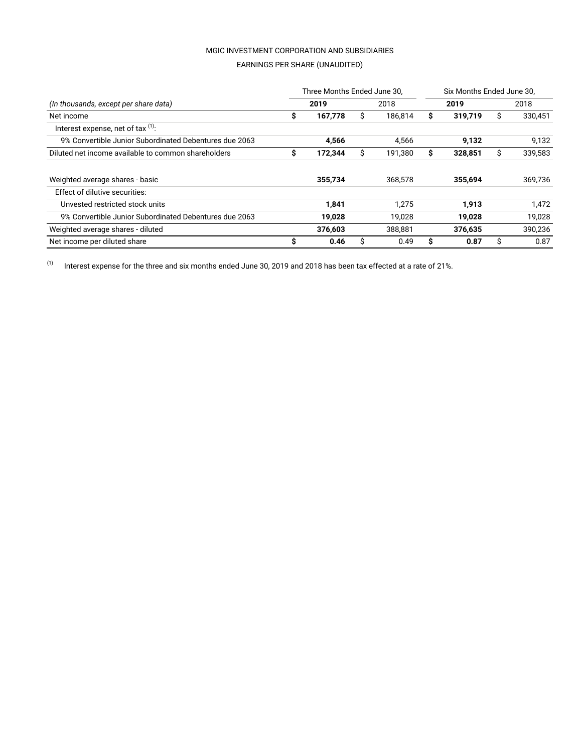MGIC INVESTMENT CORPORATION AND SUBSIDIARIES

EARNINGS PER SHARE (UNAUDITED)

| *(In thousands, except per share data)* | Three Months Ended June 30, 2019 | Three Months Ended June 30, 2018 | Six Months Ended June 30, 2019 | Six Months Ended June 30, 2018 |
|---|---|---|---|---|
| Net income | **$ 167,778** | $ 186,814 | **$ 319,719** | $ 330,451 |
| Interest expense, net of tax [(1)]: | | | | |
| 9% Convertible Junior Subordinated Debentures due 2063 | **4,566** | 4,566 | **9,132** | 9,132 |
| Diluted net income available to common shareholders | **$ 172,344** | $ 191,380 | **$ 328,851** | $ 339,583 |
| | | | | |
| Weighted average shares - basic | **355,734** | 368,578 | **355,694** | 369,736 |
| Effect of dilutive securities: | | | | |
| Unvested restricted stock units | **1,841** | 1,275 | **1,913** | 1,472 |
| 9% Convertible Junior Subordinated Debentures due 2063 | **19,028** | 19,028 | **19,028** | 19,028 |
| Weighted average shares - diluted | **376,603** | 388,881 | **376,635** | 390,236 |
| Net income per diluted share | **$ 0.46** | $ 0.49 | **$ 0.87** | $ 0.87 |

(1) Interest expense for the three and six months ended June 30, 2019 and 2018 has been tax effected at a rate of 21%.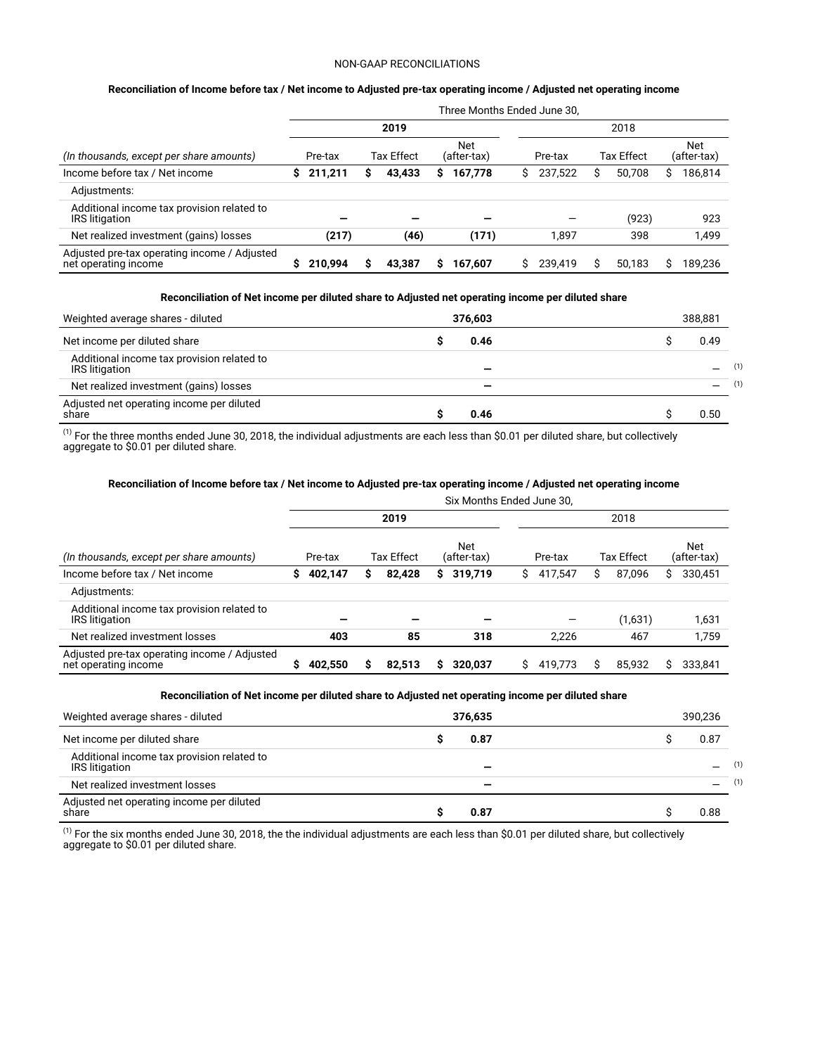NON-GAAP RECONCILIATIONS

**Reconciliation of Income before tax / Net income to Adjusted pre-tax operating income / Adjusted net operating income**

| | Three Months Ended June 30, | | | | | |
|---|---|---|---|---|---|---|
| | **2019** | | | 2018 | | |
| *(In thousands, except per share amounts)* | Pre-tax | Tax Effect | Net (after-tax) | Pre-tax | Tax Effect | Net (after-tax) |
| Income before tax / Net income | **$ 211,211** | **$ 43,433** | **$ 167,778** | $ 237,522 | $ 50,708 | $ 186,814 |
| Adjustments: | | | | | | |
| Additional income tax provision related to IRS litigation | **—** | **—** | **—** | — | (923) | 923 |
| Net realized investment (gains) losses | **(217)** | **(46)** | **(171)** | 1,897 | 398 | 1,499 |
| Adjusted pre-tax operating income / Adjusted net operating income | **$ 210,994** | **$ 43,387** | **$ 167,607** | $ 239,419 | $ 50,183 | $ 189,236 |

**Reconciliation of Net income per diluted share to Adjusted net operating income per diluted share**

| | 2019 | 2018 |
|---|---|---|
| Weighted average shares - diluted | **376,603** | 388,881 |
| Net income per diluted share | **$ 0.46** | $ 0.49 |
| Additional income tax provision related to IRS litigation | **—** | — (1) |
| Net realized investment (gains) losses | **—** | — (1) |
| Adjusted net operating income per diluted share | **$ 0.46** | $ 0.50 |

(1) For the three months ended June 30, 2018, the individual adjustments are each less than $0.01 per diluted share, but collectively aggregate to $0.01 per diluted share.

**Reconciliation of Income before tax / Net income to Adjusted pre-tax operating income / Adjusted net operating income**

| | Six Months Ended June 30, | | | | | |
|---|---|---|---|---|---|---|
| | **2019** | | | 2018 | | |
| *(In thousands, except per share amounts)* | Pre-tax | Tax Effect | Net (after-tax) | Pre-tax | Tax Effect | Net (after-tax) |
| Income before tax / Net income | **$ 402,147** | **$ 82,428** | **$ 319,719** | $ 417,547 | $ 87,096 | $ 330,451 |
| Adjustments: | | | | | | |
| Additional income tax provision related to IRS litigation | **—** | **—** | **—** | — | (1,631) | 1,631 |
| Net realized investment losses | **403** | **85** | **318** | 2,226 | 467 | 1,759 |
| Adjusted pre-tax operating income / Adjusted net operating income | **$ 402,550** | **$ 82,513** | **$ 320,037** | $ 419,773 | $ 85,932 | $ 333,841 |

**Reconciliation of Net income per diluted share to Adjusted net operating income per diluted share**

| | 2019 | 2018 |
|---|---|---|
| Weighted average shares - diluted | **376,635** | 390,236 |
| Net income per diluted share | **$ 0.87** | $ 0.87 |
| Additional income tax provision related to IRS litigation | **—** | — (1) |
| Net realized investment losses | **—** | — (1) |
| Adjusted net operating income per diluted share | **$ 0.87** | $ 0.88 |

(1) For the six months ended June 30, 2018, the the individual adjustments are each less than $0.01 per diluted share, but collectively aggregate to $0.01 per diluted share.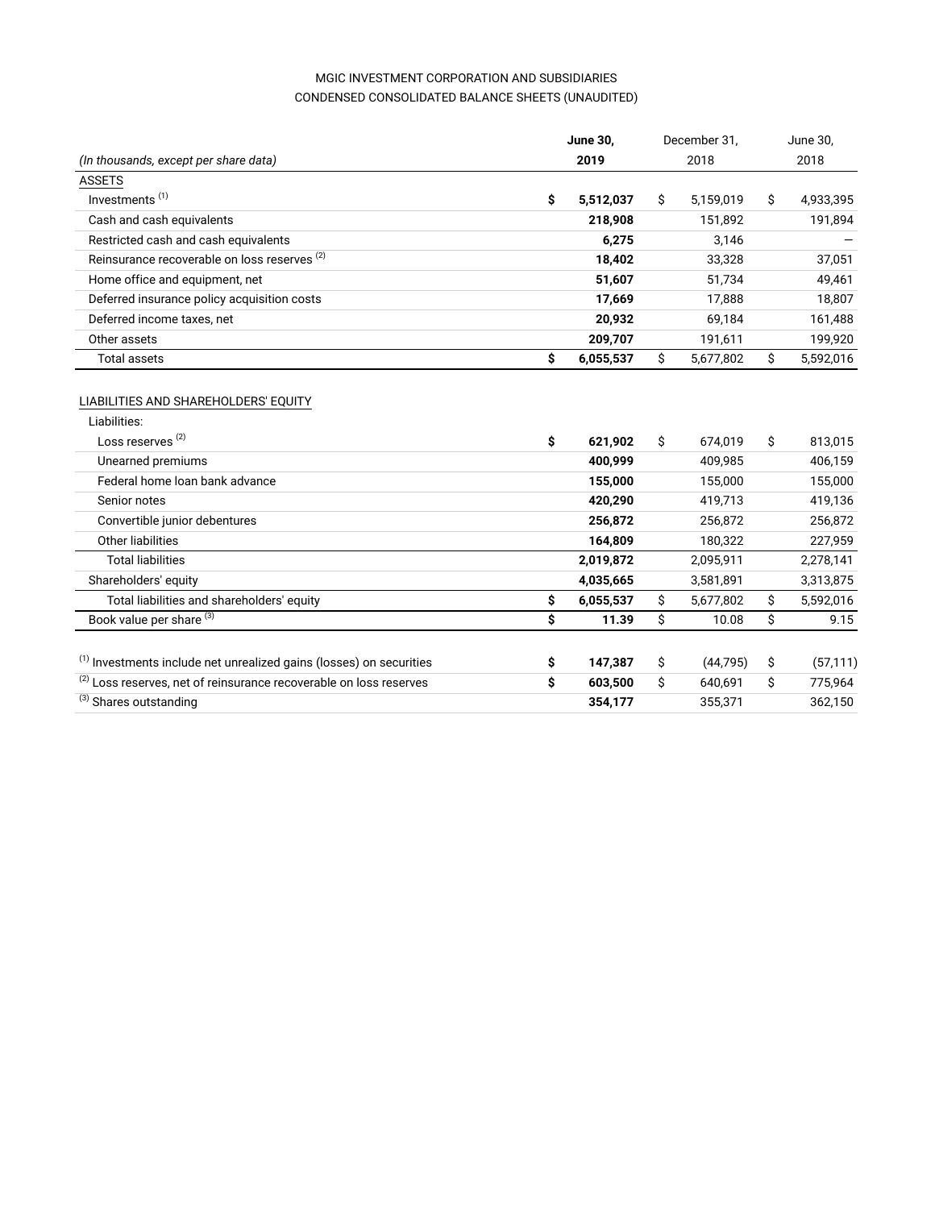MGIC INVESTMENT CORPORATION AND SUBSIDIARIES
CONDENSED CONSOLIDATED BALANCE SHEETS (UNAUDITED)

| *(In thousands, except per share data)* | **June 30, 2019** | December 31, 2018 | June 30, 2018 |
|---|---|---|---|
| ASSETS | | | |
| Investments [1] | **$ 5,512,037** | $ 5,159,019 | $ 4,933,395 |
| Cash and cash equivalents | **218,908** | 151,892 | 191,894 |
| Restricted cash and cash equivalents | **6,275** | 3,146 | — |
| Reinsurance recoverable on loss reserves [2] | **18,402** | 33,328 | 37,051 |
| Home office and equipment, net | **51,607** | 51,734 | 49,461 |
| Deferred insurance policy acquisition costs | **17,669** | 17,888 | 18,807 |
| Deferred income taxes, net | **20,932** | 69,184 | 161,488 |
| Other assets | **209,707** | 191,611 | 199,920 |
| Total assets | **$ 6,055,537** | $ 5,677,802 | $ 5,592,016 |
| LIABILITIES AND SHAREHOLDERS' EQUITY | | | |
| Liabilities: | | | |
| Loss reserves [2] | **$ 621,902** | $ 674,019 | $ 813,015 |
| Unearned premiums | **400,999** | 409,985 | 406,159 |
| Federal home loan bank advance | **155,000** | 155,000 | 155,000 |
| Senior notes | **420,290** | 419,713 | 419,136 |
| Convertible junior debentures | **256,872** | 256,872 | 256,872 |
| Other liabilities | **164,809** | 180,322 | 227,959 |
| Total liabilities | **2,019,872** | 2,095,911 | 2,278,141 |
| Shareholders' equity | **4,035,665** | 3,581,891 | 3,313,875 |
| Total liabilities and shareholders' equity | **$ 6,055,537** | $ 5,677,802 | $ 5,592,016 |
| Book value per share [3] | **$ 11.39** | $ 10.08 | $ 9.15 |

| | | | |
|---|---|---|---|
| [1] Investments include net unrealized gains (losses) on securities | **$ 147,387** | $ (44,795) | $ (57,111) |
| [2] Loss reserves, net of reinsurance recoverable on loss reserves | **$ 603,500** | $ 640,691 | $ 775,964 |
| [3] Shares outstanding | **354,177** | 355,371 | 362,150 |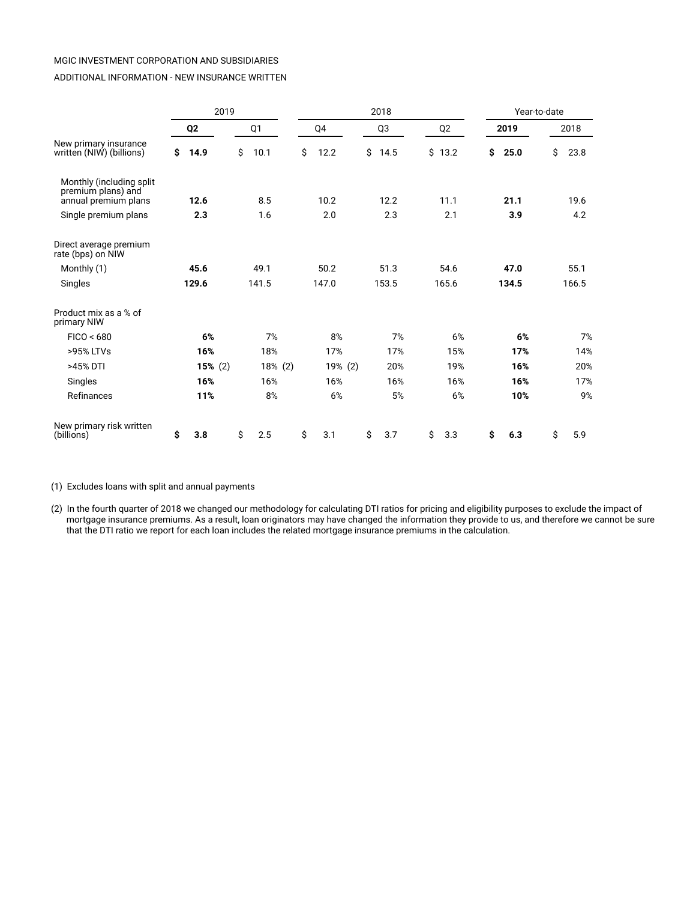MGIC INVESTMENT CORPORATION AND SUBSIDIARIES

ADDITIONAL INFORMATION - NEW INSURANCE WRITTEN

| | 2019 | | 2018 | | | Year-to-date | |
|---|---|---|---|---|---|---|---|
| | **Q2** | Q1 | Q4 | Q3 | Q2 | **2019** | 2018 |
| New primary insurance written (NIW) (billions) | **$ 14.9** | $ 10.1 | $ 12.2 | $ 14.5 | $ 13.2 | **$ 25.0** | $ 23.8 |
| Monthly (including split premium plans) and annual premium plans | **12.6** | 8.5 | 10.2 | 12.2 | 11.1 | **21.1** | 19.6 |
| Single premium plans | **2.3** | 1.6 | 2.0 | 2.3 | 2.1 | **3.9** | 4.2 |
| Direct average premium rate (bps) on NIW | | | | | | | |
| Monthly (1) | **45.6** | 49.1 | 50.2 | 51.3 | 54.6 | **47.0** | 55.1 |
| Singles | **129.6** | 141.5 | 147.0 | 153.5 | 165.6 | **134.5** | 166.5 |
| Product mix as a % of primary NIW | | | | | | | |
| FICO < 680 | **6%** | 7% | 8% | 7% | 6% | **6%** | 7% |
| >95% LTVs | **16%** | 18% | 17% | 17% | 15% | **17%** | 14% |
| >45% DTI | **15%** (2) | 18% (2) | 19% (2) | 20% | 19% | **16%** | 20% |
| Singles | **16%** | 16% | 16% | 16% | 16% | **16%** | 17% |
| Refinances | **11%** | 8% | 6% | 5% | 6% | **10%** | 9% |
| New primary risk written (billions) | **$ 3.8** | $ 2.5 | $ 3.1 | $ 3.7 | $ 3.3 | **$ 6.3** | $ 5.9 |

(1) Excludes loans with split and annual payments

(2) In the fourth quarter of 2018 we changed our methodology for calculating DTI ratios for pricing and eligibility purposes to exclude the impact of mortgage insurance premiums. As a result, loan originators may have changed the information they provide to us, and therefore we cannot be sure that the DTI ratio we report for each loan includes the related mortgage insurance premiums in the calculation.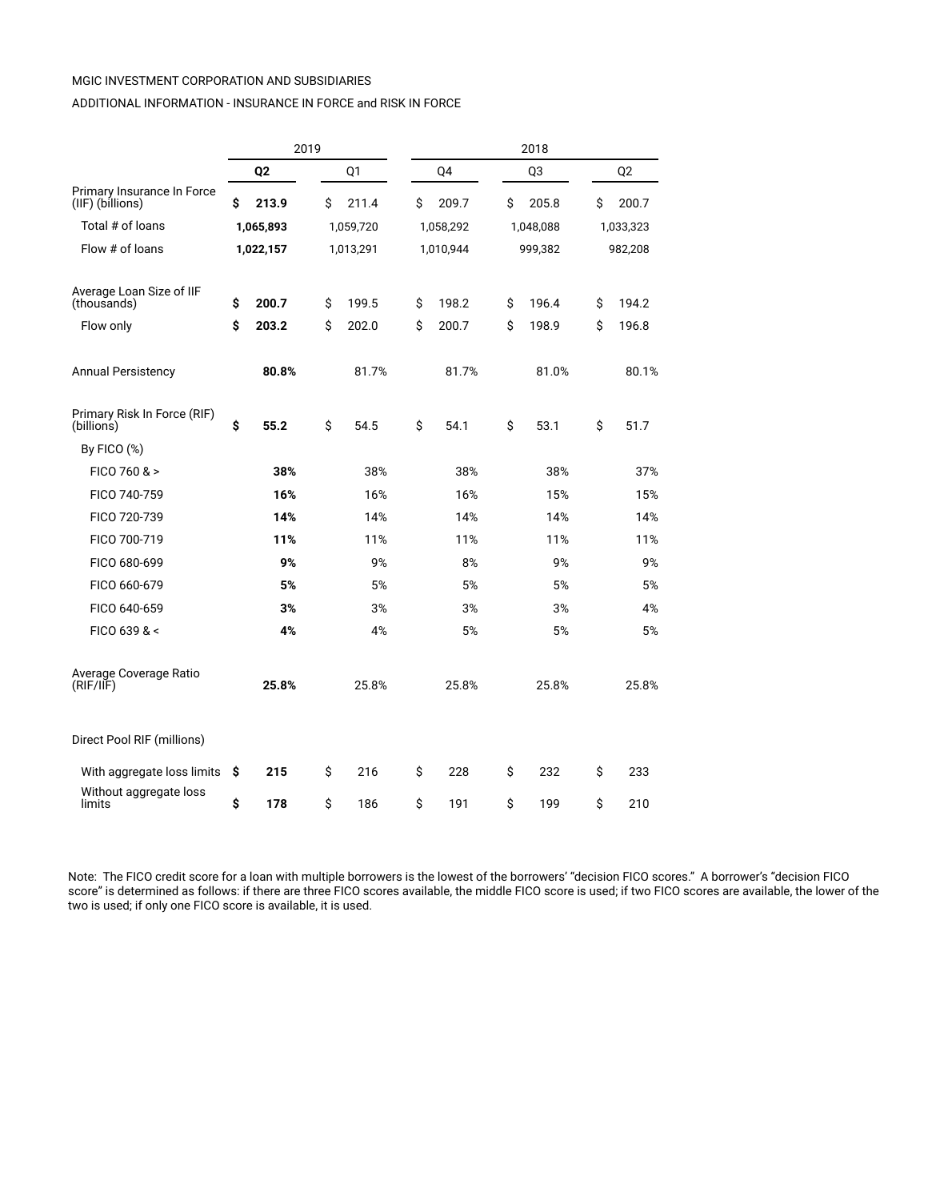MGIC INVESTMENT CORPORATION AND SUBSIDIARIES

ADDITIONAL INFORMATION - INSURANCE IN FORCE and RISK IN FORCE

| | 2019 | | 2018 | | |
|---|---|---|---|---|---|
| | **Q2** | Q1 | Q4 | Q3 | Q2 |
| Primary Insurance In Force (IIF) (billions) | **$ 213.9** | $ 211.4 | $ 209.7 | $ 205.8 | $ 200.7 |
| Total # of loans | **1,065,893** | 1,059,720 | 1,058,292 | 1,048,088 | 1,033,323 |
| Flow # of loans | **1,022,157** | 1,013,291 | 1,010,944 | 999,382 | 982,208 |
| | | | | | |
| Average Loan Size of IIF (thousands) | **$ 200.7** | $ 199.5 | $ 198.2 | $ 196.4 | $ 194.2 |
| Flow only | **$ 203.2** | $ 202.0 | $ 200.7 | $ 198.9 | $ 196.8 |
| | | | | | |
| Annual Persistency | **80.8%** | 81.7% | 81.7% | 81.0% | 80.1% |
| | | | | | |
| Primary Risk In Force (RIF) (billions) | **$ 55.2** | $ 54.5 | $ 54.1 | $ 53.1 | $ 51.7 |
| By FICO (%) | | | | | |
| FICO 760 & > | **38%** | 38% | 38% | 38% | 37% |
| FICO 740-759 | **16%** | 16% | 16% | 15% | 15% |
| FICO 720-739 | **14%** | 14% | 14% | 14% | 14% |
| FICO 700-719 | **11%** | 11% | 11% | 11% | 11% |
| FICO 680-699 | **9%** | 9% | 8% | 9% | 9% |
| FICO 660-679 | **5%** | 5% | 5% | 5% | 5% |
| FICO 640-659 | **3%** | 3% | 3% | 3% | 4% |
| FICO 639 & < | **4%** | 4% | 5% | 5% | 5% |
| | | | | | |
| Average Coverage Ratio (RIF/IIF) | **25.8%** | 25.8% | 25.8% | 25.8% | 25.8% |
| | | | | | |
| Direct Pool RIF (millions) | | | | | |
| With aggregate loss limits | **$ 215** | $ 216 | $ 228 | $ 232 | $ 233 |
| Without aggregate loss limits | **$ 178** | $ 186 | $ 191 | $ 199 | $ 210 |

Note: The FICO credit score for a loan with multiple borrowers is the lowest of the borrowers' "decision FICO scores." A borrower's "decision FICO score" is determined as follows: if there are three FICO scores available, the middle FICO score is used; if two FICO scores are available, the lower of the two is used; if only one FICO score is available, it is used.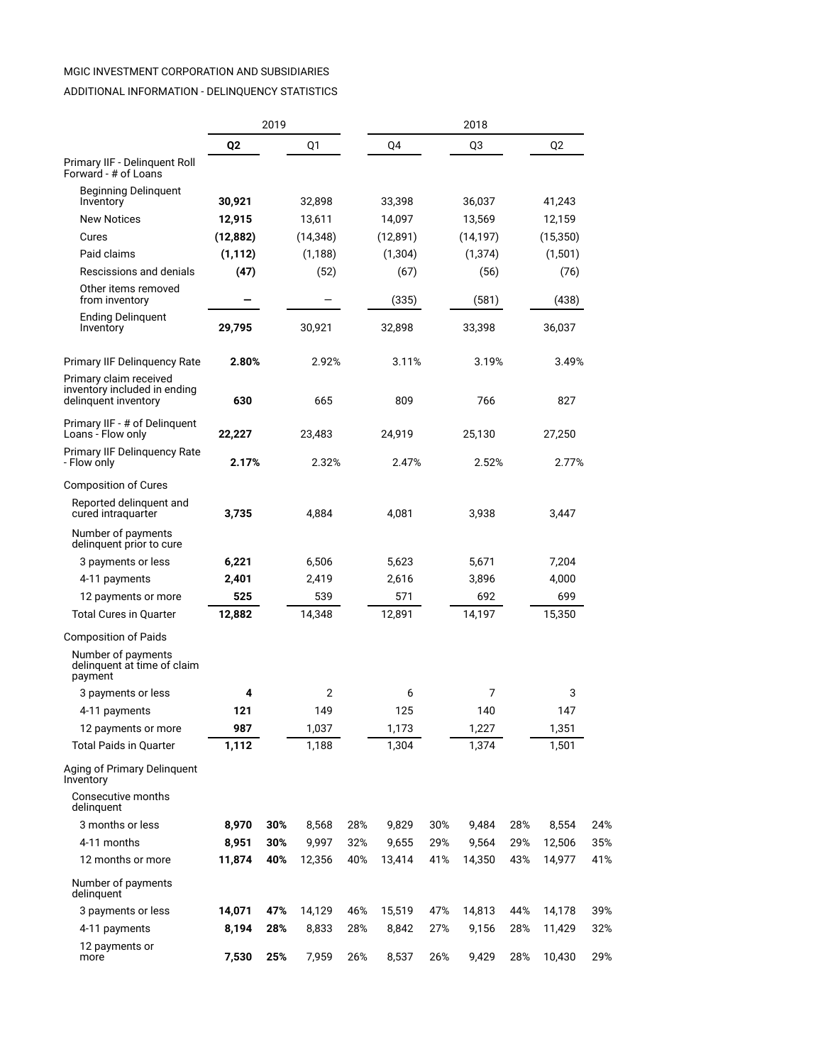MGIC INVESTMENT CORPORATION AND SUBSIDIARIES

ADDITIONAL INFORMATION - DELINQUENCY STATISTICS

| | 2019 | | | | 2018 | | | | | |
|---|---|---|---|---|---|---|---|---|---|---|
| | **Q2** | | Q1 | | Q4 | | Q3 | | Q2 | |
| Primary IIF - Delinquent Roll Forward - # of Loans | | | | | | | | | | |
| Beginning Delinquent Inventory | **30,921** | | 32,898 | | 33,398 | | 36,037 | | 41,243 | |
| New Notices | **12,915** | | 13,611 | | 14,097 | | 13,569 | | 12,159 | |
| Cures | **(12,882)** | | (14,348) | | (12,891) | | (14,197) | | (15,350) | |
| Paid claims | **(1,112)** | | (1,188) | | (1,304) | | (1,374) | | (1,501) | |
| Rescissions and denials | **(47)** | | (52) | | (67) | | (56) | | (76) | |
| Other items removed from inventory | **—** | | — | | (335) | | (581) | | (438) | |
| Ending Delinquent Inventory | **29,795** | | 30,921 | | 32,898 | | 33,398 | | 36,037 | |
| Primary IIF Delinquency Rate | **2.80%** | | 2.92% | | 3.11% | | 3.19% | | 3.49% | |
| Primary claim received inventory included in ending delinquent inventory | **630** | | 665 | | 809 | | 766 | | 827 | |
| Primary IIF - # of Delinquent Loans - Flow only | **22,227** | | 23,483 | | 24,919 | | 25,130 | | 27,250 | |
| Primary IIF Delinquency Rate - Flow only | **2.17%** | | 2.32% | | 2.47% | | 2.52% | | 2.77% | |
| Composition of Cures | | | | | | | | | | |
| Reported delinquent and cured intraquarter | **3,735** | | 4,884 | | 4,081 | | 3,938 | | 3,447 | |
| Number of payments delinquent prior to cure | | | | | | | | | | |
| 3 payments or less | **6,221** | | 6,506 | | 5,623 | | 5,671 | | 7,204 | |
| 4-11 payments | **2,401** | | 2,419 | | 2,616 | | 3,896 | | 4,000 | |
| 12 payments or more | **525** | | 539 | | 571 | | 692 | | 699 | |
| Total Cures in Quarter | **12,882** | | 14,348 | | 12,891 | | 14,197 | | 15,350 | |
| Composition of Paids | | | | | | | | | | |
| Number of payments delinquent at time of claim payment | | | | | | | | | | |
| 3 payments or less | **4** | | 2 | | 6 | | 7 | | 3 | |
| 4-11 payments | **121** | | 149 | | 125 | | 140 | | 147 | |
| 12 payments or more | **987** | | 1,037 | | 1,173 | | 1,227 | | 1,351 | |
| Total Paids in Quarter | **1,112** | | 1,188 | | 1,304 | | 1,374 | | 1,501 | |
| Aging of Primary Delinquent Inventory | | | | | | | | | | |
| Consecutive months delinquent | | | | | | | | | | |
| 3 months or less | **8,970** | **30%** | 8,568 | 28% | 9,829 | 30% | 9,484 | 28% | 8,554 | 24% |
| 4-11 months | **8,951** | **30%** | 9,997 | 32% | 9,655 | 29% | 9,564 | 29% | 12,506 | 35% |
| 12 months or more | **11,874** | **40%** | 12,356 | 40% | 13,414 | 41% | 14,350 | 43% | 14,977 | 41% |
| Number of payments delinquent | | | | | | | | | | |
| 3 payments or less | **14,071** | **47%** | 14,129 | 46% | 15,519 | 47% | 14,813 | 44% | 14,178 | 39% |
| 4-11 payments | **8,194** | **28%** | 8,833 | 28% | 8,842 | 27% | 9,156 | 28% | 11,429 | 32% |
| 12 payments or more | **7,530** | **25%** | 7,959 | 26% | 8,537 | 26% | 9,429 | 28% | 10,430 | 29% |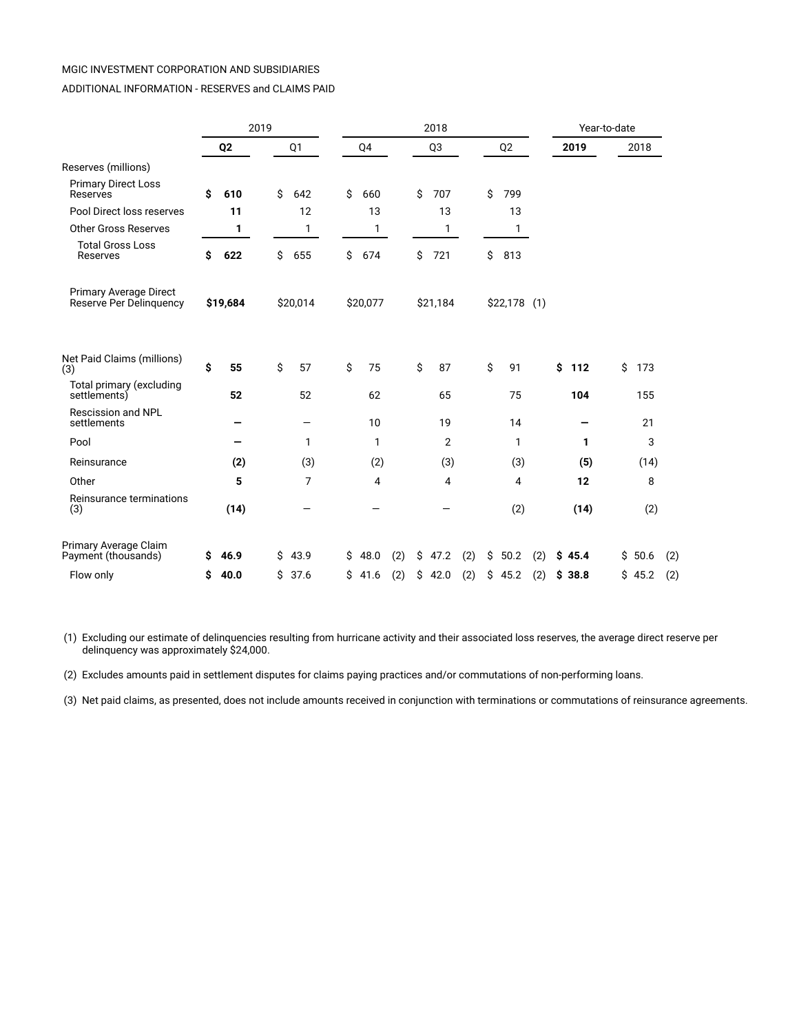MGIC INVESTMENT CORPORATION AND SUBSIDIARIES

ADDITIONAL INFORMATION - RESERVES and CLAIMS PAID

| | 2019 | | 2018 | | | Year-to-date | |
|---|---|---|---|---|---|---|---|
| | **Q2** | Q1 | Q4 | Q3 | Q2 | **2019** | 2018 |
| Reserves (millions) | | | | | | | |
| Primary Direct Loss Reserves | **$ 610** | $ 642 | $ 660 | $ 707 | $ 799 | | |
| Pool Direct loss reserves | **11** | 12 | 13 | 13 | 13 | | |
| Other Gross Reserves | **1** | 1 | 1 | 1 | 1 | | |
| Total Gross Loss Reserves | **$ 622** | $ 655 | $ 674 | $ 721 | $ 813 | | |
| Primary Average Direct Reserve Per Delinquency | **$19,684** | $20,014 | $20,077 | $21,184 | $22,178 (1) | | |
| Net Paid Claims (millions) (3) | **$ 55** | $ 57 | $ 75 | $ 87 | $ 91 | **$ 112** | $ 173 |
| Total primary (excluding settlements) | **52** | 52 | 62 | 65 | 75 | **104** | 155 |
| Rescission and NPL settlements | **—** | — | 10 | 19 | 14 | **—** | 21 |
| Pool | **—** | 1 | 1 | 2 | 1 | **1** | 3 |
| Reinsurance | **(2)** | (3) | (2) | (3) | (3) | **(5)** | (14) |
| Other | **5** | 7 | 4 | 4 | 4 | **12** | 8 |
| Reinsurance terminations (3) | **(14)** | — | — | — | (2) | **(14)** | (2) |
| Primary Average Claim Payment (thousands) | **$ 46.9** | $ 43.9 | $ 48.0 (2) | $ 47.2 (2) | $ 50.2 (2) | **$ 45.4** | $ 50.6 (2) |
| Flow only | **$ 40.0** | $ 37.6 | $ 41.6 (2) | $ 42.0 (2) | $ 45.2 (2) | **$ 38.8** | $ 45.2 (2) |

(1) Excluding our estimate of delinquencies resulting from hurricane activity and their associated loss reserves, the average direct reserve per delinquency was approximately $24,000.

(2) Excludes amounts paid in settlement disputes for claims paying practices and/or commutations of non-performing loans.

(3) Net paid claims, as presented, does not include amounts received in conjunction with terminations or commutations of reinsurance agreements.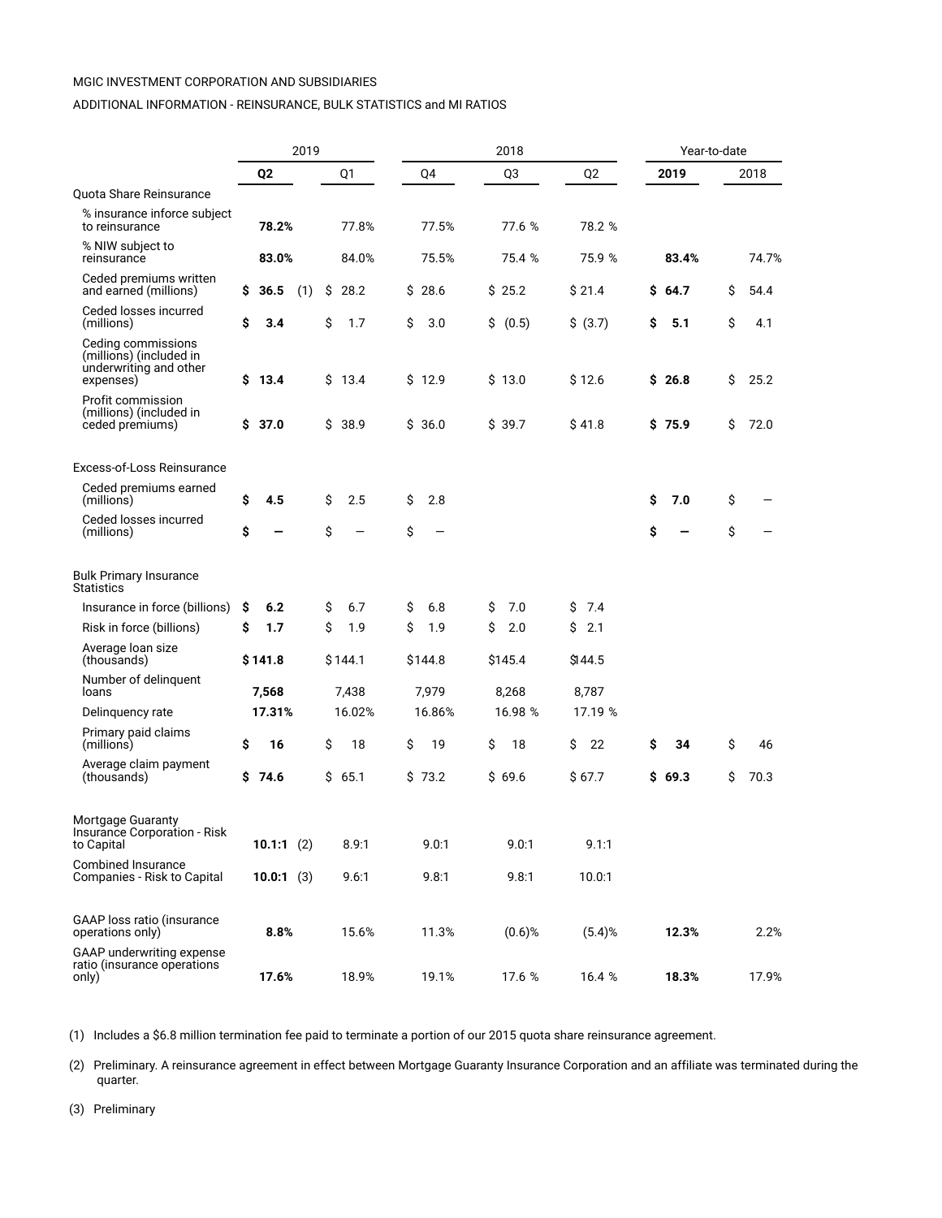MGIC INVESTMENT CORPORATION AND SUBSIDIARIES

ADDITIONAL INFORMATION - REINSURANCE, BULK STATISTICS and MI RATIOS

| | 2019 | | 2018 | | | Year-to-date | |
|---|---|---|---|---|---|---|---|
| | **Q2** | Q1 | Q4 | Q3 | Q2 | **2019** | 2018 |
| Quota Share Reinsurance | | | | | | | |
| % insurance inforce subject to reinsurance | **78.2%** | 77.8% | 77.5% | 77.6 % | 78.2 % | | |
| % NIW subject to reinsurance | **83.0%** | 84.0% | 75.5% | 75.4 % | 75.9 % | **83.4%** | 74.7% |
| Ceded premiums written and earned (millions) | **$ 36.5** (1) | $ 28.2 | $ 28.6 | $ 25.2 | $ 21.4 | **$ 64.7** | $ 54.4 |
| Ceded losses incurred (millions) | **$ 3.4** | $ 1.7 | $ 3.0 | $ (0.5) | $ (3.7) | **$ 5.1** | $ 4.1 |
| Ceding commissions (millions) (included in underwriting and other expenses) | **$ 13.4** | $ 13.4 | $ 12.9 | $ 13.0 | $ 12.6 | **$ 26.8** | $ 25.2 |
| Profit commission (millions) (included in ceded premiums) | **$ 37.0** | $ 38.9 | $ 36.0 | $ 39.7 | $ 41.8 | **$ 75.9** | $ 72.0 |
| Excess-of-Loss Reinsurance | | | | | | | |
| Ceded premiums earned (millions) | **$ 4.5** | $ 2.5 | $ 2.8 | | | **$ 7.0** | $ — |
| Ceded losses incurred (millions) | **$ —** | $ — | $ — | | | **$ —** | $ — |
| Bulk Primary Insurance Statistics | | | | | | | |
| Insurance in force (billions) | **$ 6.2** | $ 6.7 | $ 6.8 | $ 7.0 | $ 7.4 | | |
| Risk in force (billions) | **$ 1.7** | $ 1.9 | $ 1.9 | $ 2.0 | $ 2.1 | | |
| Average loan size (thousands) | **$ 141.8** | $ 144.1 | $ 144.8 | $ 145.4 | $ 144.5 | | |
| Number of delinquent loans | **7,568** | 7,438 | 7,979 | 8,268 | 8,787 | | |
| Delinquency rate | **17.31%** | 16.02% | 16.86% | 16.98 % | 17.19 % | | |
| Primary paid claims (millions) | **$ 16** | $ 18 | $ 19 | $ 18 | $ 22 | **$ 34** | $ 46 |
| Average claim payment (thousands) | **$ 74.6** | $ 65.1 | $ 73.2 | $ 69.6 | $ 67.7 | **$ 69.3** | $ 70.3 |
| Mortgage Guaranty Insurance Corporation - Risk to Capital | **10.1:1** (2) | 8.9:1 | 9.0:1 | 9.0:1 | 9.1:1 | | |
| Combined Insurance Companies - Risk to Capital | **10.0:1** (3) | 9.6:1 | 9.8:1 | 9.8:1 | 10.0:1 | | |
| GAAP loss ratio (insurance operations only) | **8.8%** | 15.6% | 11.3% | (0.6)% | (5.4)% | **12.3%** | 2.2% |
| GAAP underwriting expense ratio (insurance operations only) | **17.6%** | 18.9% | 19.1% | 17.6 % | 16.4 % | **18.3%** | 17.9% |

(1) Includes a $6.8 million termination fee paid to terminate a portion of our 2015 quota share reinsurance agreement.

(2) Preliminary. A reinsurance agreement in effect between Mortgage Guaranty Insurance Corporation and an affiliate was terminated during the quarter.

(3) Preliminary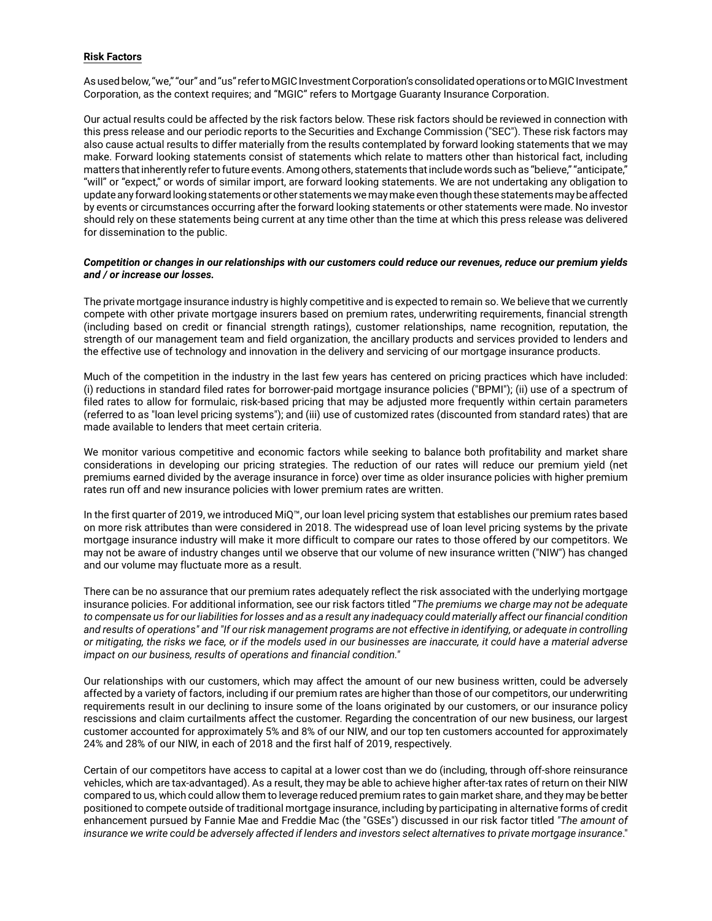**Risk Factors**

As used below, "we," "our" and "us" refer to MGIC Investment Corporation's consolidated operations or to MGIC Investment Corporation, as the context requires; and "MGIC" refers to Mortgage Guaranty Insurance Corporation.

Our actual results could be affected by the risk factors below. These risk factors should be reviewed in connection with this press release and our periodic reports to the Securities and Exchange Commission ("SEC"). These risk factors may also cause actual results to differ materially from the results contemplated by forward looking statements that we may make. Forward looking statements consist of statements which relate to matters other than historical fact, including matters that inherently refer to future events. Among others, statements that include words such as "believe," "anticipate," "will" or "expect," or words of similar import, are forward looking statements. We are not undertaking any obligation to update any forward looking statements or other statements we may make even though these statements may be affected by events or circumstances occurring after the forward looking statements or other statements were made. No investor should rely on these statements being current at any time other than the time at which this press release was delivered for dissemination to the public.

***Competition or changes in our relationships with our customers could reduce our revenues, reduce our premium yields and / or increase our losses.***

The private mortgage insurance industry is highly competitive and is expected to remain so. We believe that we currently compete with other private mortgage insurers based on premium rates, underwriting requirements, financial strength (including based on credit or financial strength ratings), customer relationships, name recognition, reputation, the strength of our management team and field organization, the ancillary products and services provided to lenders and the effective use of technology and innovation in the delivery and servicing of our mortgage insurance products.

Much of the competition in the industry in the last few years has centered on pricing practices which have included: (i) reductions in standard filed rates for borrower-paid mortgage insurance policies ("BPMI"); (ii) use of a spectrum of filed rates to allow for formulaic, risk-based pricing that may be adjusted more frequently within certain parameters (referred to as "loan level pricing systems"); and (iii) use of customized rates (discounted from standard rates) that are made available to lenders that meet certain criteria.

We monitor various competitive and economic factors while seeking to balance both profitability and market share considerations in developing our pricing strategies. The reduction of our rates will reduce our premium yield (net premiums earned divided by the average insurance in force) over time as older insurance policies with higher premium rates run off and new insurance policies with lower premium rates are written.

In the first quarter of 2019, we introduced MiQ™, our loan level pricing system that establishes our premium rates based on more risk attributes than were considered in 2018. The widespread use of loan level pricing systems by the private mortgage insurance industry will make it more difficult to compare our rates to those offered by our competitors. We may not be aware of industry changes until we observe that our volume of new insurance written ("NIW") has changed and our volume may fluctuate more as a result.

There can be no assurance that our premium rates adequately reflect the risk associated with the underlying mortgage insurance policies. For additional information, see our risk factors titled "*The premiums we charge may not be adequate to compensate us for our liabilities for losses and as a result any inadequacy could materially affect our financial condition and results of operations" and "If our risk management programs are not effective in identifying, or adequate in controlling or mitigating, the risks we face, or if the models used in our businesses are inaccurate, it could have a material adverse impact on our business, results of operations and financial condition.*"

Our relationships with our customers, which may affect the amount of our new business written, could be adversely affected by a variety of factors, including if our premium rates are higher than those of our competitors, our underwriting requirements result in our declining to insure some of the loans originated by our customers, or our insurance policy rescissions and claim curtailments affect the customer. Regarding the concentration of our new business, our largest customer accounted for approximately 5% and 8% of our NIW, and our top ten customers accounted for approximately 24% and 28% of our NIW, in each of 2018 and the first half of 2019, respectively.

Certain of our competitors have access to capital at a lower cost than we do (including, through off-shore reinsurance vehicles, which are tax-advantaged). As a result, they may be able to achieve higher after-tax rates of return on their NIW compared to us, which could allow them to leverage reduced premium rates to gain market share, and they may be better positioned to compete outside of traditional mortgage insurance, including by participating in alternative forms of credit enhancement pursued by Fannie Mae and Freddie Mac (the "GSEs") discussed in our risk factor titled *"The amount of insurance we write could be adversely affected if lenders and investors select alternatives to private mortgage insurance*."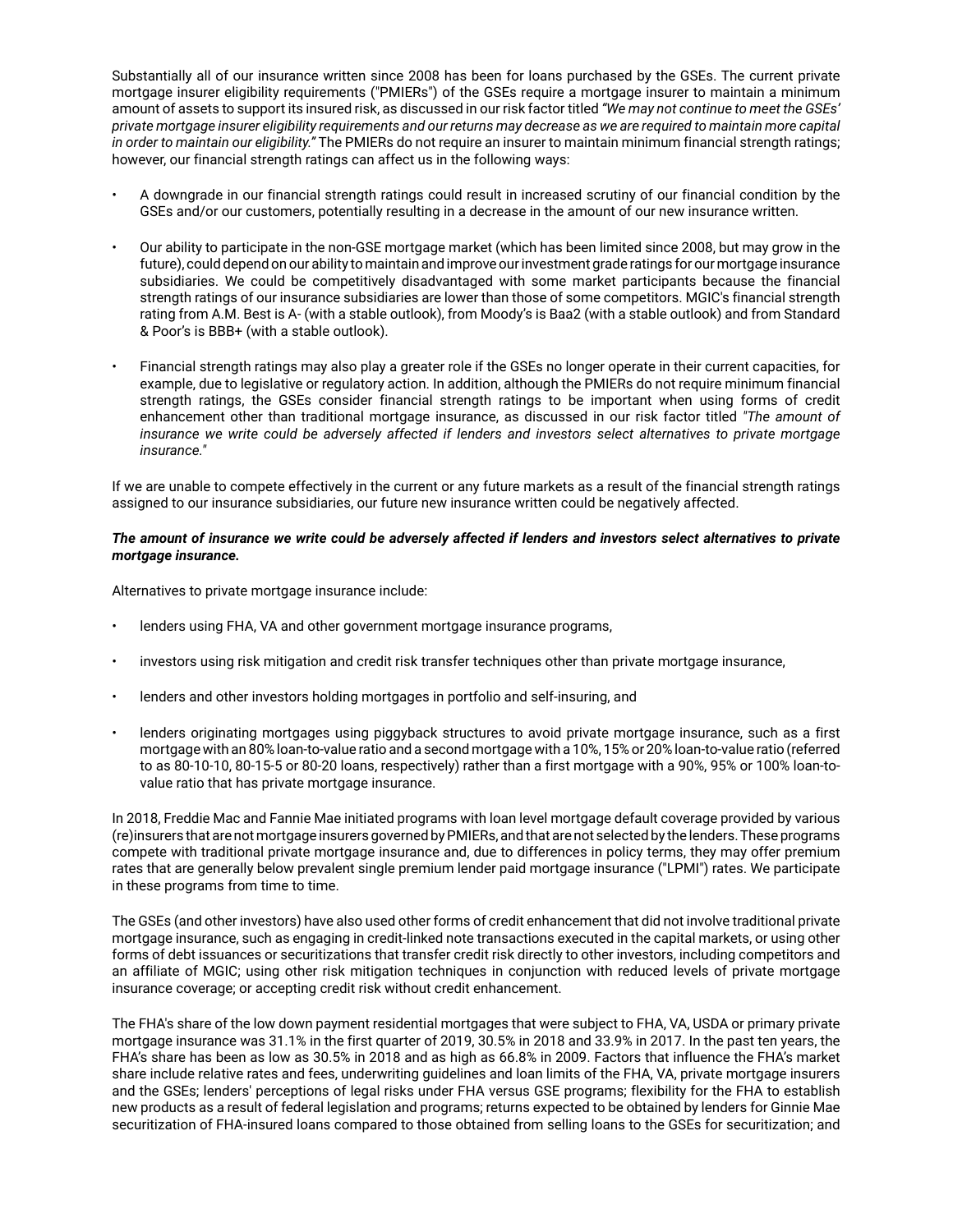Substantially all of our insurance written since 2008 has been for loans purchased by the GSEs. The current private mortgage insurer eligibility requirements ("PMIERs") of the GSEs require a mortgage insurer to maintain a minimum amount of assets to support its insured risk, as discussed in our risk factor titled *"We may not continue to meet the GSEs' private mortgage insurer eligibility requirements and our returns may decrease as we are required to maintain more capital in order to maintain our eligibility."* The PMIERs do not require an insurer to maintain minimum financial strength ratings; however, our financial strength ratings can affect us in the following ways:

- A downgrade in our financial strength ratings could result in increased scrutiny of our financial condition by the GSEs and/or our customers, potentially resulting in a decrease in the amount of our new insurance written.
- Our ability to participate in the non-GSE mortgage market (which has been limited since 2008, but may grow in the future), could depend on our ability to maintain and improve our investment grade ratings for our mortgage insurance subsidiaries. We could be competitively disadvantaged with some market participants because the financial strength ratings of our insurance subsidiaries are lower than those of some competitors. MGIC's financial strength rating from A.M. Best is A- (with a stable outlook), from Moody's is Baa2 (with a stable outlook) and from Standard & Poor's is BBB+ (with a stable outlook).
- Financial strength ratings may also play a greater role if the GSEs no longer operate in their current capacities, for example, due to legislative or regulatory action. In addition, although the PMIERs do not require minimum financial strength ratings, the GSEs consider financial strength ratings to be important when using forms of credit enhancement other than traditional mortgage insurance, as discussed in our risk factor titled *"The amount of insurance we write could be adversely affected if lenders and investors select alternatives to private mortgage insurance."*

If we are unable to compete effectively in the current or any future markets as a result of the financial strength ratings assigned to our insurance subsidiaries, our future new insurance written could be negatively affected.

***The amount of insurance we write could be adversely affected if lenders and investors select alternatives to private mortgage insurance.***

Alternatives to private mortgage insurance include:

- lenders using FHA, VA and other government mortgage insurance programs,
- investors using risk mitigation and credit risk transfer techniques other than private mortgage insurance,
- lenders and other investors holding mortgages in portfolio and self-insuring, and
- lenders originating mortgages using piggyback structures to avoid private mortgage insurance, such as a first mortgage with an 80% loan-to-value ratio and a second mortgage with a 10%, 15% or 20% loan-to-value ratio (referred to as 80-10-10, 80-15-5 or 80-20 loans, respectively) rather than a first mortgage with a 90%, 95% or 100% loan-to-value ratio that has private mortgage insurance.

In 2018, Freddie Mac and Fannie Mae initiated programs with loan level mortgage default coverage provided by various (re)insurers that are not mortgage insurers governed by PMIERs, and that are not selected by the lenders. These programs compete with traditional private mortgage insurance and, due to differences in policy terms, they may offer premium rates that are generally below prevalent single premium lender paid mortgage insurance ("LPMI") rates. We participate in these programs from time to time.

The GSEs (and other investors) have also used other forms of credit enhancement that did not involve traditional private mortgage insurance, such as engaging in credit-linked note transactions executed in the capital markets, or using other forms of debt issuances or securitizations that transfer credit risk directly to other investors, including competitors and an affiliate of MGIC; using other risk mitigation techniques in conjunction with reduced levels of private mortgage insurance coverage; or accepting credit risk without credit enhancement.

The FHA's share of the low down payment residential mortgages that were subject to FHA, VA, USDA or primary private mortgage insurance was 31.1% in the first quarter of 2019, 30.5% in 2018 and 33.9% in 2017. In the past ten years, the FHA's share has been as low as 30.5% in 2018 and as high as 66.8% in 2009. Factors that influence the FHA's market share include relative rates and fees, underwriting guidelines and loan limits of the FHA, VA, private mortgage insurers and the GSEs; lenders' perceptions of legal risks under FHA versus GSE programs; flexibility for the FHA to establish new products as a result of federal legislation and programs; returns expected to be obtained by lenders for Ginnie Mae securitization of FHA-insured loans compared to those obtained from selling loans to the GSEs for securitization; and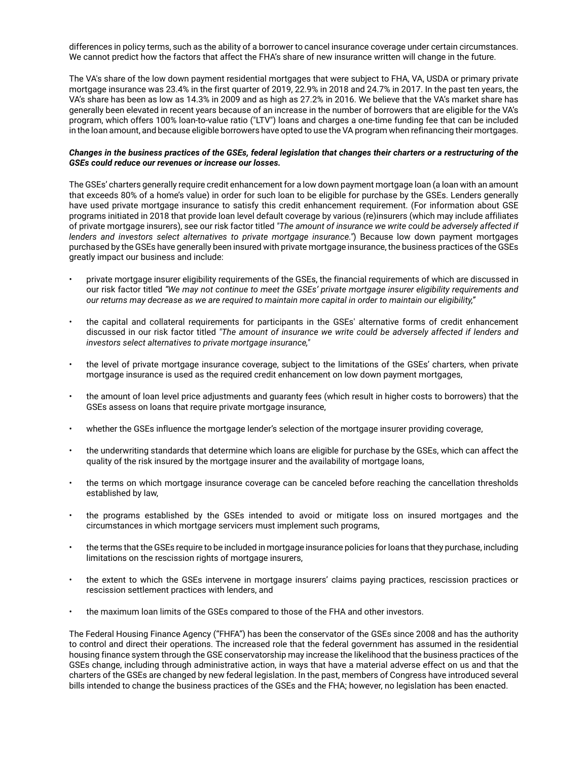differences in policy terms, such as the ability of a borrower to cancel insurance coverage under certain circumstances. We cannot predict how the factors that affect the FHA's share of new insurance written will change in the future.

The VA's share of the low down payment residential mortgages that were subject to FHA, VA, USDA or primary private mortgage insurance was 23.4% in the first quarter of 2019, 22.9% in 2018 and 24.7% in 2017. In the past ten years, the VA's share has been as low as 14.3% in 2009 and as high as 27.2% in 2016. We believe that the VA's market share has generally been elevated in recent years because of an increase in the number of borrowers that are eligible for the VA's program, which offers 100% loan-to-value ratio ("LTV") loans and charges a one-time funding fee that can be included in the loan amount, and because eligible borrowers have opted to use the VA program when refinancing their mortgages.

***Changes in the business practices of the GSEs, federal legislation that changes their charters or a restructuring of the GSEs could reduce our revenues or increase our losses.***

The GSEs' charters generally require credit enhancement for a low down payment mortgage loan (a loan with an amount that exceeds 80% of a home's value) in order for such loan to be eligible for purchase by the GSEs. Lenders generally have used private mortgage insurance to satisfy this credit enhancement requirement. (For information about GSE programs initiated in 2018 that provide loan level default coverage by various (re)insurers (which may include affiliates of private mortgage insurers), see our risk factor titled *"The amount of insurance we write could be adversely affected if lenders and investors select alternatives to private mortgage insurance."*) Because low down payment mortgages purchased by the GSEs have generally been insured with private mortgage insurance, the business practices of the GSEs greatly impact our business and include:

- private mortgage insurer eligibility requirements of the GSEs, the financial requirements of which are discussed in our risk factor titled *"We may not continue to meet the GSEs' private mortgage insurer eligibility requirements and our returns may decrease as we are required to maintain more capital in order to maintain our eligibility,"*
- the capital and collateral requirements for participants in the GSEs' alternative forms of credit enhancement discussed in our risk factor titled *"The amount of insurance we write could be adversely affected if lenders and investors select alternatives to private mortgage insurance,"*
- the level of private mortgage insurance coverage, subject to the limitations of the GSEs' charters, when private mortgage insurance is used as the required credit enhancement on low down payment mortgages,
- the amount of loan level price adjustments and guaranty fees (which result in higher costs to borrowers) that the GSEs assess on loans that require private mortgage insurance,
- whether the GSEs influence the mortgage lender's selection of the mortgage insurer providing coverage,
- the underwriting standards that determine which loans are eligible for purchase by the GSEs, which can affect the quality of the risk insured by the mortgage insurer and the availability of mortgage loans,
- the terms on which mortgage insurance coverage can be canceled before reaching the cancellation thresholds established by law,
- the programs established by the GSEs intended to avoid or mitigate loss on insured mortgages and the circumstances in which mortgage servicers must implement such programs,
- the terms that the GSEs require to be included in mortgage insurance policies for loans that they purchase, including limitations on the rescission rights of mortgage insurers,
- the extent to which the GSEs intervene in mortgage insurers' claims paying practices, rescission practices or rescission settlement practices with lenders, and
- the maximum loan limits of the GSEs compared to those of the FHA and other investors.

The Federal Housing Finance Agency ("FHFA") has been the conservator of the GSEs since 2008 and has the authority to control and direct their operations. The increased role that the federal government has assumed in the residential housing finance system through the GSE conservatorship may increase the likelihood that the business practices of the GSEs change, including through administrative action, in ways that have a material adverse effect on us and that the charters of the GSEs are changed by new federal legislation. In the past, members of Congress have introduced several bills intended to change the business practices of the GSEs and the FHA; however, no legislation has been enacted.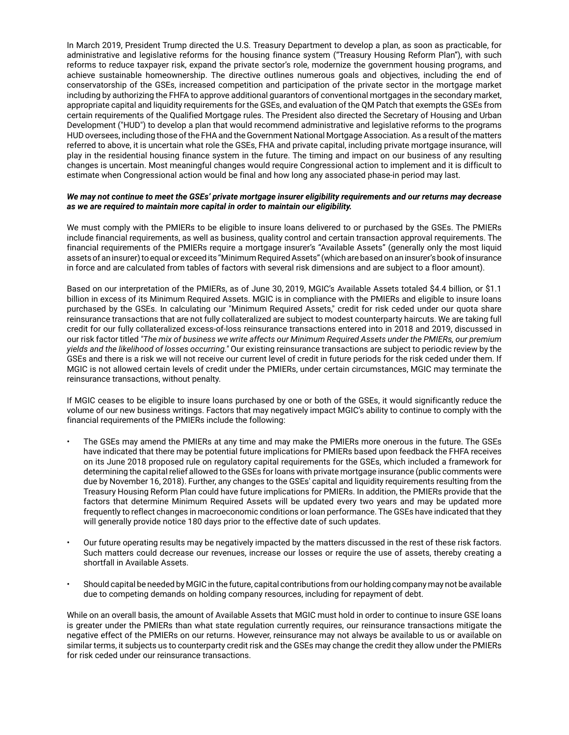In March 2019, President Trump directed the U.S. Treasury Department to develop a plan, as soon as practicable, for administrative and legislative reforms for the housing finance system ("Treasury Housing Reform Plan"), with such reforms to reduce taxpayer risk, expand the private sector's role, modernize the government housing programs, and achieve sustainable homeownership. The directive outlines numerous goals and objectives, including the end of conservatorship of the GSEs, increased competition and participation of the private sector in the mortgage market including by authorizing the FHFA to approve additional guarantors of conventional mortgages in the secondary market, appropriate capital and liquidity requirements for the GSEs, and evaluation of the QM Patch that exempts the GSEs from certain requirements of the Qualified Mortgage rules. The President also directed the Secretary of Housing and Urban Development ("HUD") to develop a plan that would recommend administrative and legislative reforms to the programs HUD oversees, including those of the FHA and the Government National Mortgage Association. As a result of the matters referred to above, it is uncertain what role the GSEs, FHA and private capital, including private mortgage insurance, will play in the residential housing finance system in the future. The timing and impact on our business of any resulting changes is uncertain. Most meaningful changes would require Congressional action to implement and it is difficult to estimate when Congressional action would be final and how long any associated phase-in period may last.

***We may not continue to meet the GSEs' private mortgage insurer eligibility requirements and our returns may decrease as we are required to maintain more capital in order to maintain our eligibility.***

We must comply with the PMIERs to be eligible to insure loans delivered to or purchased by the GSEs. The PMIERs include financial requirements, as well as business, quality control and certain transaction approval requirements. The financial requirements of the PMIERs require a mortgage insurer's "Available Assets" (generally only the most liquid assets of an insurer) to equal or exceed its "Minimum Required Assets" (which are based on an insurer's book of insurance in force and are calculated from tables of factors with several risk dimensions and are subject to a floor amount).

Based on our interpretation of the PMIERs, as of June 30, 2019, MGIC's Available Assets totaled $4.4 billion, or $1.1 billion in excess of its Minimum Required Assets. MGIC is in compliance with the PMIERs and eligible to insure loans purchased by the GSEs. In calculating our "Minimum Required Assets," credit for risk ceded under our quota share reinsurance transactions that are not fully collateralized are subject to modest counterparty haircuts. We are taking full credit for our fully collateralized excess-of-loss reinsurance transactions entered into in 2018 and 2019, discussed in our risk factor titled *"The mix of business we write affects our Minimum Required Assets under the PMIERs, our premium yields and the likelihood of losses occurring."* Our existing reinsurance transactions are subject to periodic review by the GSEs and there is a risk we will not receive our current level of credit in future periods for the risk ceded under them. If MGIC is not allowed certain levels of credit under the PMIERs, under certain circumstances, MGIC may terminate the reinsurance transactions, without penalty.

If MGIC ceases to be eligible to insure loans purchased by one or both of the GSEs, it would significantly reduce the volume of our new business writings. Factors that may negatively impact MGIC's ability to continue to comply with the financial requirements of the PMIERs include the following:

- The GSEs may amend the PMIERs at any time and may make the PMIERs more onerous in the future. The GSEs have indicated that there may be potential future implications for PMIERs based upon feedback the FHFA receives on its June 2018 proposed rule on regulatory capital requirements for the GSEs, which included a framework for determining the capital relief allowed to the GSEs for loans with private mortgage insurance (public comments were due by November 16, 2018). Further, any changes to the GSEs' capital and liquidity requirements resulting from the Treasury Housing Reform Plan could have future implications for PMIERs. In addition, the PMIERs provide that the factors that determine Minimum Required Assets will be updated every two years and may be updated more frequently to reflect changes in macroeconomic conditions or loan performance. The GSEs have indicated that they will generally provide notice 180 days prior to the effective date of such updates.

- Our future operating results may be negatively impacted by the matters discussed in the rest of these risk factors. Such matters could decrease our revenues, increase our losses or require the use of assets, thereby creating a shortfall in Available Assets.

- Should capital be needed by MGIC in the future, capital contributions from our holding company may not be available due to competing demands on holding company resources, including for repayment of debt.

While on an overall basis, the amount of Available Assets that MGIC must hold in order to continue to insure GSE loans is greater under the PMIERs than what state regulation currently requires, our reinsurance transactions mitigate the negative effect of the PMIERs on our returns. However, reinsurance may not always be available to us or available on similar terms, it subjects us to counterparty credit risk and the GSEs may change the credit they allow under the PMIERs for risk ceded under our reinsurance transactions.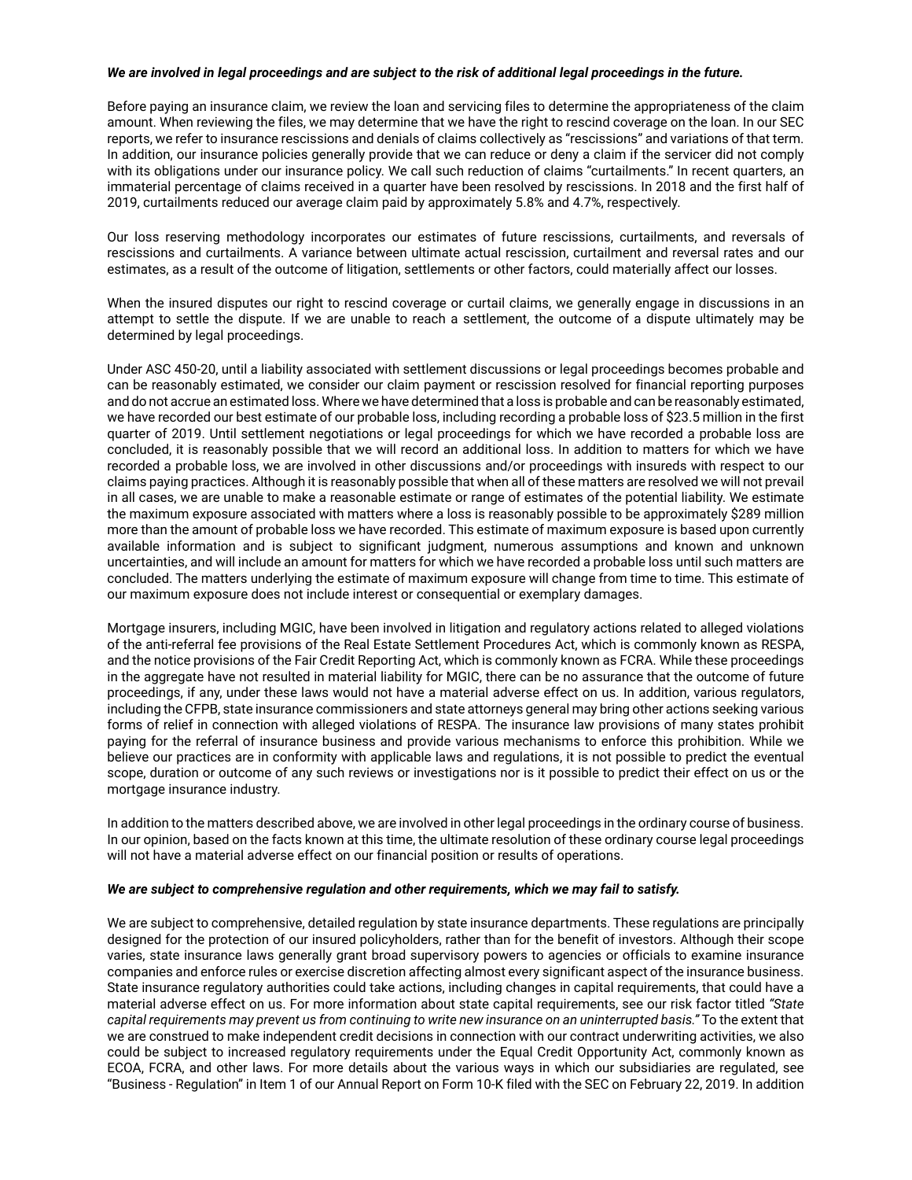***We are involved in legal proceedings and are subject to the risk of additional legal proceedings in the future.***

Before paying an insurance claim, we review the loan and servicing files to determine the appropriateness of the claim amount. When reviewing the files, we may determine that we have the right to rescind coverage on the loan. In our SEC reports, we refer to insurance rescissions and denials of claims collectively as "rescissions" and variations of that term. In addition, our insurance policies generally provide that we can reduce or deny a claim if the servicer did not comply with its obligations under our insurance policy. We call such reduction of claims "curtailments." In recent quarters, an immaterial percentage of claims received in a quarter have been resolved by rescissions. In 2018 and the first half of 2019, curtailments reduced our average claim paid by approximately 5.8% and 4.7%, respectively.

Our loss reserving methodology incorporates our estimates of future rescissions, curtailments, and reversals of rescissions and curtailments. A variance between ultimate actual rescission, curtailment and reversal rates and our estimates, as a result of the outcome of litigation, settlements or other factors, could materially affect our losses.

When the insured disputes our right to rescind coverage or curtail claims, we generally engage in discussions in an attempt to settle the dispute. If we are unable to reach a settlement, the outcome of a dispute ultimately may be determined by legal proceedings.

Under ASC 450-20, until a liability associated with settlement discussions or legal proceedings becomes probable and can be reasonably estimated, we consider our claim payment or rescission resolved for financial reporting purposes and do not accrue an estimated loss. Where we have determined that a loss is probable and can be reasonably estimated, we have recorded our best estimate of our probable loss, including recording a probable loss of $23.5 million in the first quarter of 2019. Until settlement negotiations or legal proceedings for which we have recorded a probable loss are concluded, it is reasonably possible that we will record an additional loss. In addition to matters for which we have recorded a probable loss, we are involved in other discussions and/or proceedings with insureds with respect to our claims paying practices. Although it is reasonably possible that when all of these matters are resolved we will not prevail in all cases, we are unable to make a reasonable estimate or range of estimates of the potential liability. We estimate the maximum exposure associated with matters where a loss is reasonably possible to be approximately $289 million more than the amount of probable loss we have recorded. This estimate of maximum exposure is based upon currently available information and is subject to significant judgment, numerous assumptions and known and unknown uncertainties, and will include an amount for matters for which we have recorded a probable loss until such matters are concluded. The matters underlying the estimate of maximum exposure will change from time to time. This estimate of our maximum exposure does not include interest or consequential or exemplary damages.

Mortgage insurers, including MGIC, have been involved in litigation and regulatory actions related to alleged violations of the anti-referral fee provisions of the Real Estate Settlement Procedures Act, which is commonly known as RESPA, and the notice provisions of the Fair Credit Reporting Act, which is commonly known as FCRA. While these proceedings in the aggregate have not resulted in material liability for MGIC, there can be no assurance that the outcome of future proceedings, if any, under these laws would not have a material adverse effect on us. In addition, various regulators, including the CFPB, state insurance commissioners and state attorneys general may bring other actions seeking various forms of relief in connection with alleged violations of RESPA. The insurance law provisions of many states prohibit paying for the referral of insurance business and provide various mechanisms to enforce this prohibition. While we believe our practices are in conformity with applicable laws and regulations, it is not possible to predict the eventual scope, duration or outcome of any such reviews or investigations nor is it possible to predict their effect on us or the mortgage insurance industry.

In addition to the matters described above, we are involved in other legal proceedings in the ordinary course of business. In our opinion, based on the facts known at this time, the ultimate resolution of these ordinary course legal proceedings will not have a material adverse effect on our financial position or results of operations.

***We are subject to comprehensive regulation and other requirements, which we may fail to satisfy.***

We are subject to comprehensive, detailed regulation by state insurance departments. These regulations are principally designed for the protection of our insured policyholders, rather than for the benefit of investors. Although their scope varies, state insurance laws generally grant broad supervisory powers to agencies or officials to examine insurance companies and enforce rules or exercise discretion affecting almost every significant aspect of the insurance business. State insurance regulatory authorities could take actions, including changes in capital requirements, that could have a material adverse effect on us. For more information about state capital requirements, see our risk factor titled *"State capital requirements may prevent us from continuing to write new insurance on an uninterrupted basis."* To the extent that we are construed to make independent credit decisions in connection with our contract underwriting activities, we also could be subject to increased regulatory requirements under the Equal Credit Opportunity Act, commonly known as ECOA, FCRA, and other laws. For more details about the various ways in which our subsidiaries are regulated, see "Business - Regulation" in Item 1 of our Annual Report on Form 10-K filed with the SEC on February 22, 2019. In addition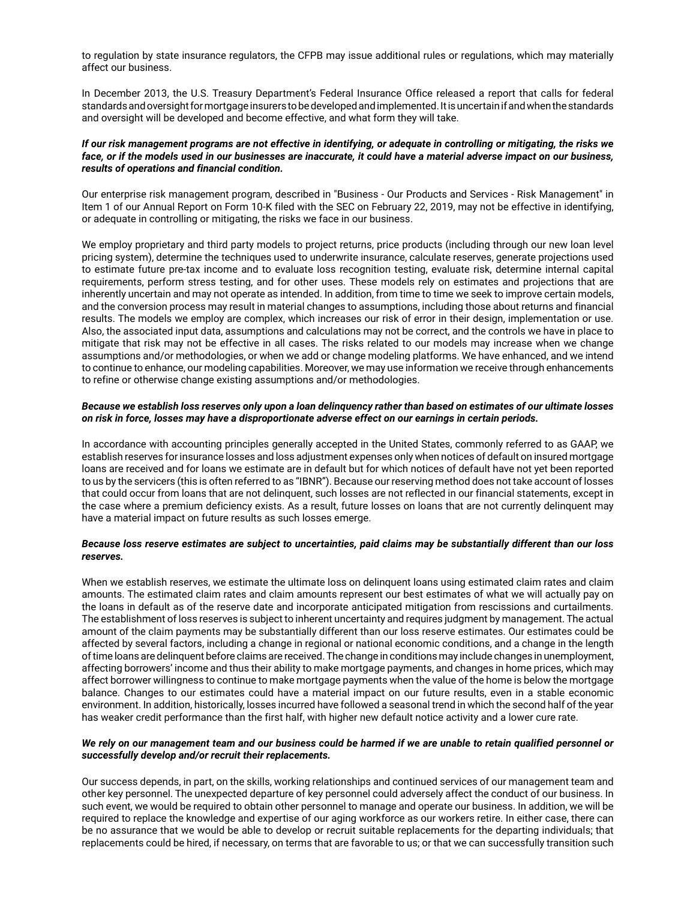to regulation by state insurance regulators, the CFPB may issue additional rules or regulations, which may materially affect our business.

In December 2013, the U.S. Treasury Department's Federal Insurance Office released a report that calls for federal standards and oversight for mortgage insurers to be developed and implemented. It is uncertain if and when the standards and oversight will be developed and become effective, and what form they will take.

***If our risk management programs are not effective in identifying, or adequate in controlling or mitigating, the risks we face, or if the models used in our businesses are inaccurate, it could have a material adverse impact on our business, results of operations and financial condition.***

Our enterprise risk management program, described in "Business - Our Products and Services - Risk Management" in Item 1 of our Annual Report on Form 10-K filed with the SEC on February 22, 2019, may not be effective in identifying, or adequate in controlling or mitigating, the risks we face in our business.

We employ proprietary and third party models to project returns, price products (including through our new loan level pricing system), determine the techniques used to underwrite insurance, calculate reserves, generate projections used to estimate future pre-tax income and to evaluate loss recognition testing, evaluate risk, determine internal capital requirements, perform stress testing, and for other uses. These models rely on estimates and projections that are inherently uncertain and may not operate as intended. In addition, from time to time we seek to improve certain models, and the conversion process may result in material changes to assumptions, including those about returns and financial results. The models we employ are complex, which increases our risk of error in their design, implementation or use. Also, the associated input data, assumptions and calculations may not be correct, and the controls we have in place to mitigate that risk may not be effective in all cases. The risks related to our models may increase when we change assumptions and/or methodologies, or when we add or change modeling platforms. We have enhanced, and we intend to continue to enhance, our modeling capabilities. Moreover, we may use information we receive through enhancements to refine or otherwise change existing assumptions and/or methodologies.

***Because we establish loss reserves only upon a loan delinquency rather than based on estimates of our ultimate losses on risk in force, losses may have a disproportionate adverse effect on our earnings in certain periods.***

In accordance with accounting principles generally accepted in the United States, commonly referred to as GAAP, we establish reserves for insurance losses and loss adjustment expenses only when notices of default on insured mortgage loans are received and for loans we estimate are in default but for which notices of default have not yet been reported to us by the servicers (this is often referred to as "IBNR"). Because our reserving method does not take account of losses that could occur from loans that are not delinquent, such losses are not reflected in our financial statements, except in the case where a premium deficiency exists. As a result, future losses on loans that are not currently delinquent may have a material impact on future results as such losses emerge.

***Because loss reserve estimates are subject to uncertainties, paid claims may be substantially different than our loss reserves.***

When we establish reserves, we estimate the ultimate loss on delinquent loans using estimated claim rates and claim amounts. The estimated claim rates and claim amounts represent our best estimates of what we will actually pay on the loans in default as of the reserve date and incorporate anticipated mitigation from rescissions and curtailments. The establishment of loss reserves is subject to inherent uncertainty and requires judgment by management. The actual amount of the claim payments may be substantially different than our loss reserve estimates. Our estimates could be affected by several factors, including a change in regional or national economic conditions, and a change in the length of time loans are delinquent before claims are received. The change in conditions may include changes in unemployment, affecting borrowers' income and thus their ability to make mortgage payments, and changes in home prices, which may affect borrower willingness to continue to make mortgage payments when the value of the home is below the mortgage balance. Changes to our estimates could have a material impact on our future results, even in a stable economic environment. In addition, historically, losses incurred have followed a seasonal trend in which the second half of the year has weaker credit performance than the first half, with higher new default notice activity and a lower cure rate.

***We rely on our management team and our business could be harmed if we are unable to retain qualified personnel or successfully develop and/or recruit their replacements.***

Our success depends, in part, on the skills, working relationships and continued services of our management team and other key personnel. The unexpected departure of key personnel could adversely affect the conduct of our business. In such event, we would be required to obtain other personnel to manage and operate our business. In addition, we will be required to replace the knowledge and expertise of our aging workforce as our workers retire. In either case, there can be no assurance that we would be able to develop or recruit suitable replacements for the departing individuals; that replacements could be hired, if necessary, on terms that are favorable to us; or that we can successfully transition such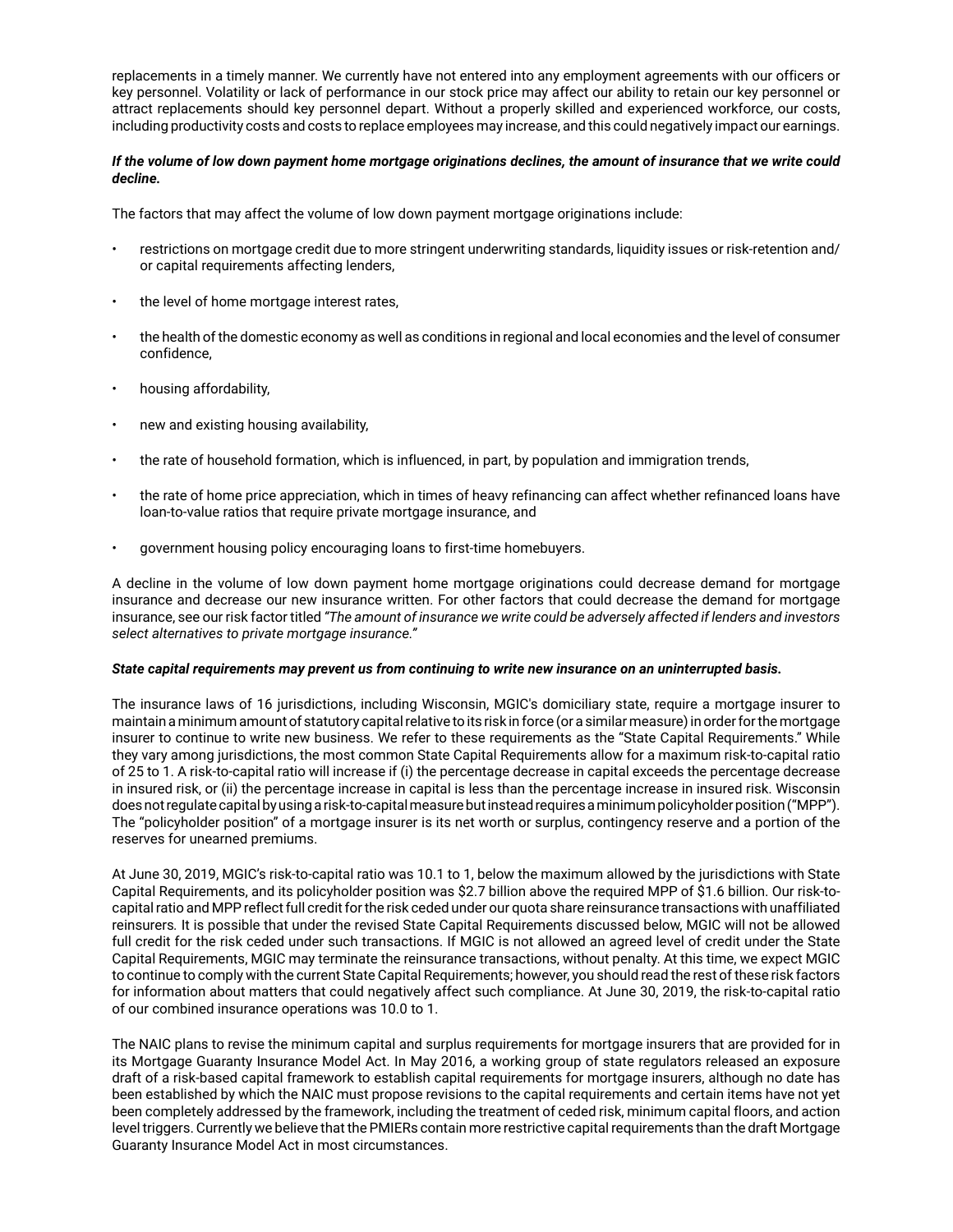replacements in a timely manner. We currently have not entered into any employment agreements with our officers or key personnel. Volatility or lack of performance in our stock price may affect our ability to retain our key personnel or attract replacements should key personnel depart. Without a properly skilled and experienced workforce, our costs, including productivity costs and costs to replace employees may increase, and this could negatively impact our earnings.

***If the volume of low down payment home mortgage originations declines, the amount of insurance that we write could decline.***

The factors that may affect the volume of low down payment mortgage originations include:

- restrictions on mortgage credit due to more stringent underwriting standards, liquidity issues or risk-retention and/ or capital requirements affecting lenders,
- the level of home mortgage interest rates,
- the health of the domestic economy as well as conditions in regional and local economies and the level of consumer confidence,
- housing affordability,
- new and existing housing availability,
- the rate of household formation, which is influenced, in part, by population and immigration trends,
- the rate of home price appreciation, which in times of heavy refinancing can affect whether refinanced loans have loan-to-value ratios that require private mortgage insurance, and
- government housing policy encouraging loans to first-time homebuyers.

A decline in the volume of low down payment home mortgage originations could decrease demand for mortgage insurance and decrease our new insurance written. For other factors that could decrease the demand for mortgage insurance, see our risk factor titled *"The amount of insurance we write could be adversely affected if lenders and investors select alternatives to private mortgage insurance."*

***State capital requirements may prevent us from continuing to write new insurance on an uninterrupted basis.***

The insurance laws of 16 jurisdictions, including Wisconsin, MGIC's domiciliary state, require a mortgage insurer to maintain a minimum amount of statutory capital relative to its risk in force (or a similar measure) in order for the mortgage insurer to continue to write new business. We refer to these requirements as the "State Capital Requirements." While they vary among jurisdictions, the most common State Capital Requirements allow for a maximum risk-to-capital ratio of 25 to 1. A risk-to-capital ratio will increase if (i) the percentage decrease in capital exceeds the percentage decrease in insured risk, or (ii) the percentage increase in capital is less than the percentage increase in insured risk. Wisconsin does not regulate capital by using a risk-to-capital measure but instead requires a minimum policyholder position ("MPP"). The "policyholder position" of a mortgage insurer is its net worth or surplus, contingency reserve and a portion of the reserves for unearned premiums.

At June 30, 2019, MGIC's risk-to-capital ratio was 10.1 to 1, below the maximum allowed by the jurisdictions with State Capital Requirements, and its policyholder position was $2.7 billion above the required MPP of $1.6 billion. Our risk-to-capital ratio and MPP reflect full credit for the risk ceded under our quota share reinsurance transactions with unaffiliated reinsurers. It is possible that under the revised State Capital Requirements discussed below, MGIC will not be allowed full credit for the risk ceded under such transactions. If MGIC is not allowed an agreed level of credit under the State Capital Requirements, MGIC may terminate the reinsurance transactions, without penalty. At this time, we expect MGIC to continue to comply with the current State Capital Requirements; however, you should read the rest of these risk factors for information about matters that could negatively affect such compliance. At June 30, 2019, the risk-to-capital ratio of our combined insurance operations was 10.0 to 1.

The NAIC plans to revise the minimum capital and surplus requirements for mortgage insurers that are provided for in its Mortgage Guaranty Insurance Model Act. In May 2016, a working group of state regulators released an exposure draft of a risk-based capital framework to establish capital requirements for mortgage insurers, although no date has been established by which the NAIC must propose revisions to the capital requirements and certain items have not yet been completely addressed by the framework, including the treatment of ceded risk, minimum capital floors, and action level triggers. Currently we believe that the PMIERs contain more restrictive capital requirements than the draft Mortgage Guaranty Insurance Model Act in most circumstances.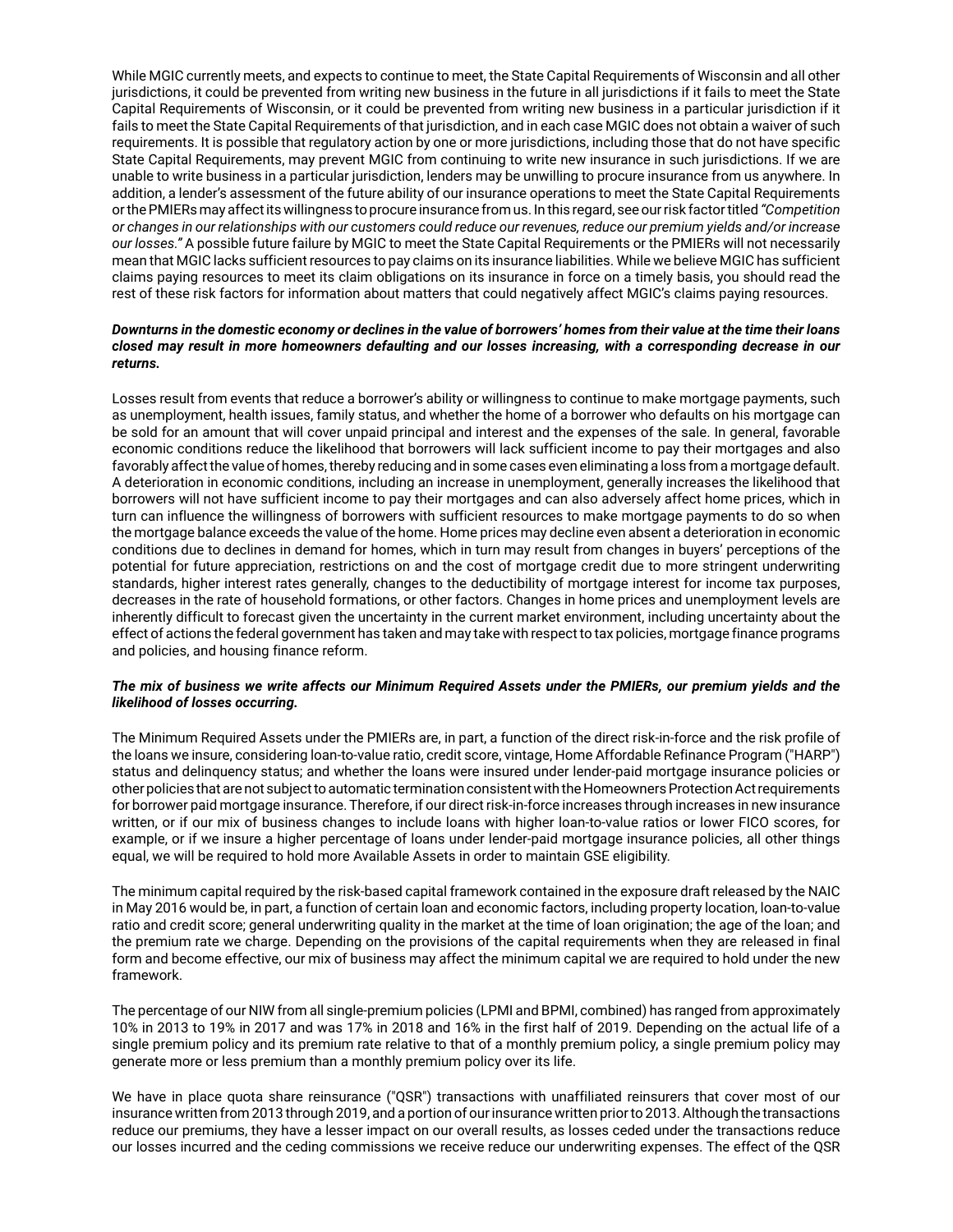While MGIC currently meets, and expects to continue to meet, the State Capital Requirements of Wisconsin and all other jurisdictions, it could be prevented from writing new business in the future in all jurisdictions if it fails to meet the State Capital Requirements of Wisconsin, or it could be prevented from writing new business in a particular jurisdiction if it fails to meet the State Capital Requirements of that jurisdiction, and in each case MGIC does not obtain a waiver of such requirements. It is possible that regulatory action by one or more jurisdictions, including those that do not have specific State Capital Requirements, may prevent MGIC from continuing to write new insurance in such jurisdictions. If we are unable to write business in a particular jurisdiction, lenders may be unwilling to procure insurance from us anywhere. In addition, a lender's assessment of the future ability of our insurance operations to meet the State Capital Requirements or the PMIERs may affect its willingness to procure insurance from us. In this regard, see our risk factor titled *"Competition or changes in our relationships with our customers could reduce our revenues, reduce our premium yields and/or increase our losses."* A possible future failure by MGIC to meet the State Capital Requirements or the PMIERs will not necessarily mean that MGIC lacks sufficient resources to pay claims on its insurance liabilities. While we believe MGIC has sufficient claims paying resources to meet its claim obligations on its insurance in force on a timely basis, you should read the rest of these risk factors for information about matters that could negatively affect MGIC's claims paying resources.

***Downturns in the domestic economy or declines in the value of borrowers' homes from their value at the time their loans closed may result in more homeowners defaulting and our losses increasing, with a corresponding decrease in our returns.***

Losses result from events that reduce a borrower's ability or willingness to continue to make mortgage payments, such as unemployment, health issues, family status, and whether the home of a borrower who defaults on his mortgage can be sold for an amount that will cover unpaid principal and interest and the expenses of the sale. In general, favorable economic conditions reduce the likelihood that borrowers will lack sufficient income to pay their mortgages and also favorably affect the value of homes, thereby reducing and in some cases even eliminating a loss from a mortgage default. A deterioration in economic conditions, including an increase in unemployment, generally increases the likelihood that borrowers will not have sufficient income to pay their mortgages and can also adversely affect home prices, which in turn can influence the willingness of borrowers with sufficient resources to make mortgage payments to do so when the mortgage balance exceeds the value of the home. Home prices may decline even absent a deterioration in economic conditions due to declines in demand for homes, which in turn may result from changes in buyers' perceptions of the potential for future appreciation, restrictions on and the cost of mortgage credit due to more stringent underwriting standards, higher interest rates generally, changes to the deductibility of mortgage interest for income tax purposes, decreases in the rate of household formations, or other factors. Changes in home prices and unemployment levels are inherently difficult to forecast given the uncertainty in the current market environment, including uncertainty about the effect of actions the federal government has taken and may take with respect to tax policies, mortgage finance programs and policies, and housing finance reform.

***The mix of business we write affects our Minimum Required Assets under the PMIERs, our premium yields and the likelihood of losses occurring.***

The Minimum Required Assets under the PMIERs are, in part, a function of the direct risk-in-force and the risk profile of the loans we insure, considering loan-to-value ratio, credit score, vintage, Home Affordable Refinance Program ("HARP") status and delinquency status; and whether the loans were insured under lender-paid mortgage insurance policies or other policies that are not subject to automatic termination consistent with the Homeowners Protection Act requirements for borrower paid mortgage insurance. Therefore, if our direct risk-in-force increases through increases in new insurance written, or if our mix of business changes to include loans with higher loan-to-value ratios or lower FICO scores, for example, or if we insure a higher percentage of loans under lender-paid mortgage insurance policies, all other things equal, we will be required to hold more Available Assets in order to maintain GSE eligibility.

The minimum capital required by the risk-based capital framework contained in the exposure draft released by the NAIC in May 2016 would be, in part, a function of certain loan and economic factors, including property location, loan-to-value ratio and credit score; general underwriting quality in the market at the time of loan origination; the age of the loan; and the premium rate we charge. Depending on the provisions of the capital requirements when they are released in final form and become effective, our mix of business may affect the minimum capital we are required to hold under the new framework.

The percentage of our NIW from all single-premium policies (LPMI and BPMI, combined) has ranged from approximately 10% in 2013 to 19% in 2017 and was 17% in 2018 and 16% in the first half of 2019. Depending on the actual life of a single premium policy and its premium rate relative to that of a monthly premium policy, a single premium policy may generate more or less premium than a monthly premium policy over its life.

We have in place quota share reinsurance ("QSR") transactions with unaffiliated reinsurers that cover most of our insurance written from 2013 through 2019, and a portion of our insurance written prior to 2013. Although the transactions reduce our premiums, they have a lesser impact on our overall results, as losses ceded under the transactions reduce our losses incurred and the ceding commissions we receive reduce our underwriting expenses. The effect of the QSR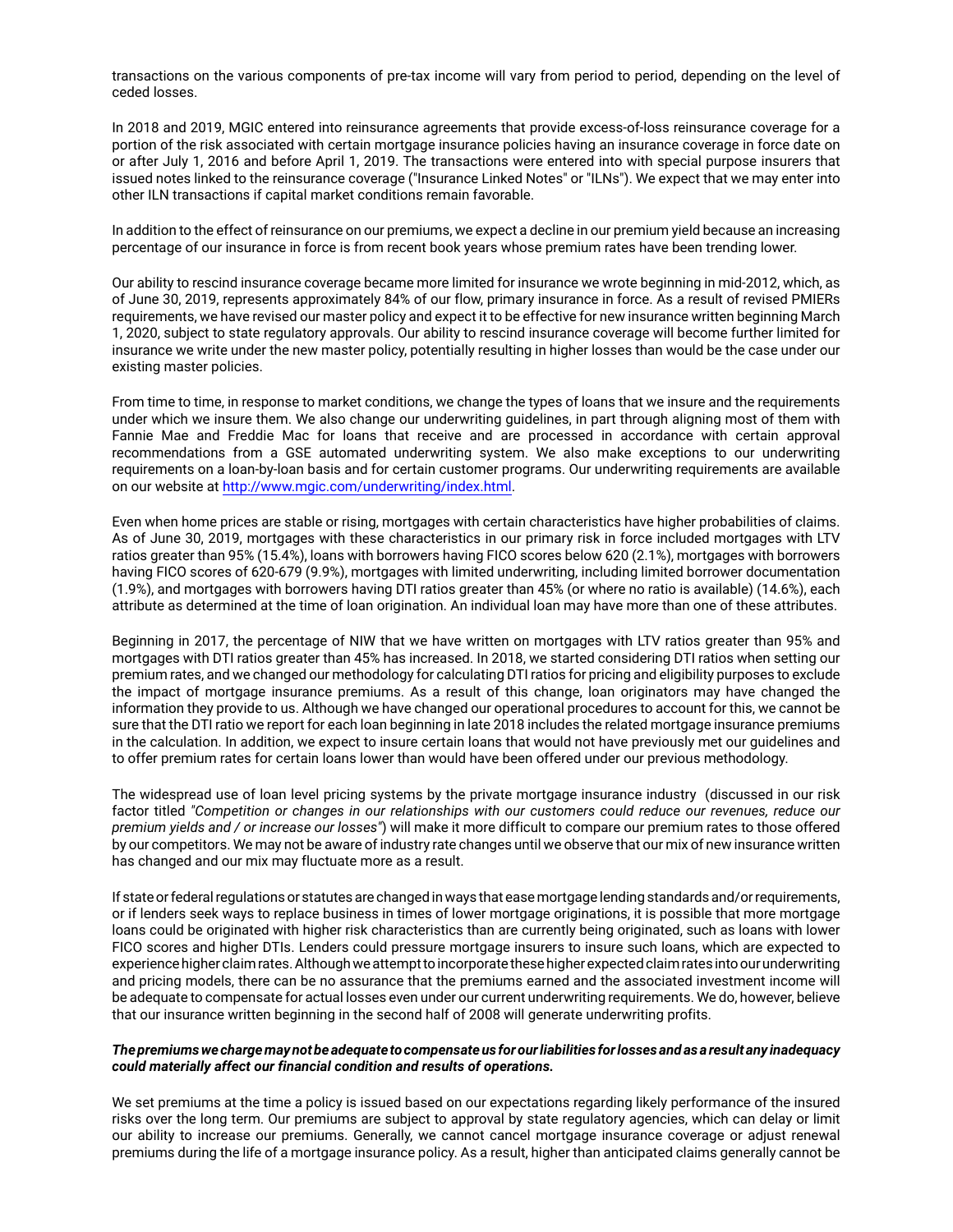transactions on the various components of pre-tax income will vary from period to period, depending on the level of ceded losses.

In 2018 and 2019, MGIC entered into reinsurance agreements that provide excess-of-loss reinsurance coverage for a portion of the risk associated with certain mortgage insurance policies having an insurance coverage in force date on or after July 1, 2016 and before April 1, 2019. The transactions were entered into with special purpose insurers that issued notes linked to the reinsurance coverage ("Insurance Linked Notes" or "ILNs"). We expect that we may enter into other ILN transactions if capital market conditions remain favorable.

In addition to the effect of reinsurance on our premiums, we expect a decline in our premium yield because an increasing percentage of our insurance in force is from recent book years whose premium rates have been trending lower.

Our ability to rescind insurance coverage became more limited for insurance we wrote beginning in mid-2012, which, as of June 30, 2019, represents approximately 84% of our flow, primary insurance in force. As a result of revised PMIERs requirements, we have revised our master policy and expect it to be effective for new insurance written beginning March 1, 2020, subject to state regulatory approvals. Our ability to rescind insurance coverage will become further limited for insurance we write under the new master policy, potentially resulting in higher losses than would be the case under our existing master policies.

From time to time, in response to market conditions, we change the types of loans that we insure and the requirements under which we insure them. We also change our underwriting guidelines, in part through aligning most of them with Fannie Mae and Freddie Mac for loans that receive and are processed in accordance with certain approval recommendations from a GSE automated underwriting system. We also make exceptions to our underwriting requirements on a loan-by-loan basis and for certain customer programs. Our underwriting requirements are available on our website at http://www.mgic.com/underwriting/index.html.

Even when home prices are stable or rising, mortgages with certain characteristics have higher probabilities of claims. As of June 30, 2019, mortgages with these characteristics in our primary risk in force included mortgages with LTV ratios greater than 95% (15.4%), loans with borrowers having FICO scores below 620 (2.1%), mortgages with borrowers having FICO scores of 620-679 (9.9%), mortgages with limited underwriting, including limited borrower documentation (1.9%), and mortgages with borrowers having DTI ratios greater than 45% (or where no ratio is available) (14.6%), each attribute as determined at the time of loan origination. An individual loan may have more than one of these attributes.

Beginning in 2017, the percentage of NIW that we have written on mortgages with LTV ratios greater than 95% and mortgages with DTI ratios greater than 45% has increased. In 2018, we started considering DTI ratios when setting our premium rates, and we changed our methodology for calculating DTI ratios for pricing and eligibility purposes to exclude the impact of mortgage insurance premiums. As a result of this change, loan originators may have changed the information they provide to us. Although we have changed our operational procedures to account for this, we cannot be sure that the DTI ratio we report for each loan beginning in late 2018 includes the related mortgage insurance premiums in the calculation. In addition, we expect to insure certain loans that would not have previously met our guidelines and to offer premium rates for certain loans lower than would have been offered under our previous methodology.

The widespread use of loan level pricing systems by the private mortgage insurance industry (discussed in our risk factor titled *"Competition or changes in our relationships with our customers could reduce our revenues, reduce our premium yields and / or increase our losses"*) will make it more difficult to compare our premium rates to those offered by our competitors. We may not be aware of industry rate changes until we observe that our mix of new insurance written has changed and our mix may fluctuate more as a result.

If state or federal regulations or statutes are changed in ways that ease mortgage lending standards and/or requirements, or if lenders seek ways to replace business in times of lower mortgage originations, it is possible that more mortgage loans could be originated with higher risk characteristics than are currently being originated, such as loans with lower FICO scores and higher DTIs. Lenders could pressure mortgage insurers to insure such loans, which are expected to experience higher claim rates. Although we attempt to incorporate these higher expected claim rates into our underwriting and pricing models, there can be no assurance that the premiums earned and the associated investment income will be adequate to compensate for actual losses even under our current underwriting requirements. We do, however, believe that our insurance written beginning in the second half of 2008 will generate underwriting profits.

***The premiums we charge may not be adequate to compensate us for our liabilities for losses and as a result any inadequacy could materially affect our financial condition and results of operations.***

We set premiums at the time a policy is issued based on our expectations regarding likely performance of the insured risks over the long term. Our premiums are subject to approval by state regulatory agencies, which can delay or limit our ability to increase our premiums. Generally, we cannot cancel mortgage insurance coverage or adjust renewal premiums during the life of a mortgage insurance policy. As a result, higher than anticipated claims generally cannot be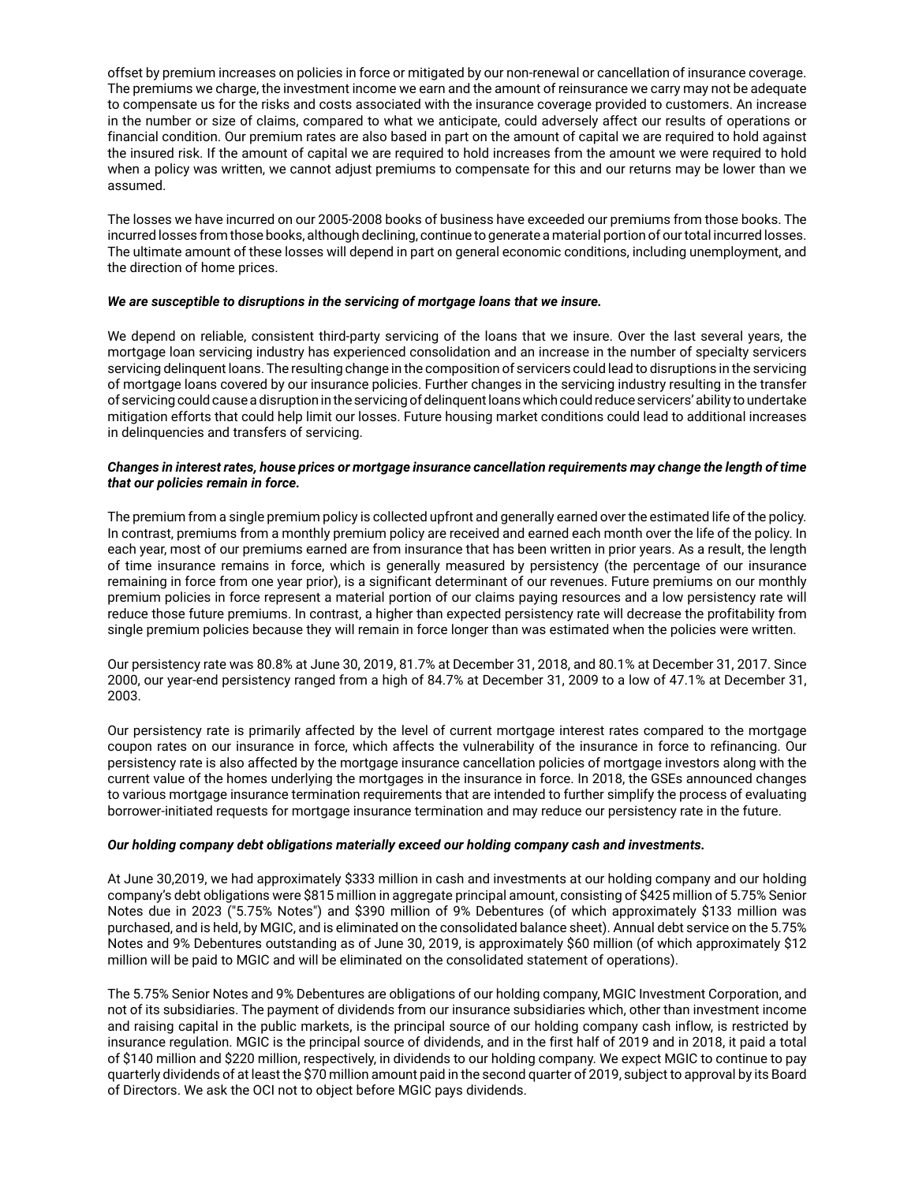offset by premium increases on policies in force or mitigated by our non-renewal or cancellation of insurance coverage. The premiums we charge, the investment income we earn and the amount of reinsurance we carry may not be adequate to compensate us for the risks and costs associated with the insurance coverage provided to customers. An increase in the number or size of claims, compared to what we anticipate, could adversely affect our results of operations or financial condition. Our premium rates are also based in part on the amount of capital we are required to hold against the insured risk. If the amount of capital we are required to hold increases from the amount we were required to hold when a policy was written, we cannot adjust premiums to compensate for this and our returns may be lower than we assumed.

The losses we have incurred on our 2005-2008 books of business have exceeded our premiums from those books. The incurred losses from those books, although declining, continue to generate a material portion of our total incurred losses. The ultimate amount of these losses will depend in part on general economic conditions, including unemployment, and the direction of home prices.

***We are susceptible to disruptions in the servicing of mortgage loans that we insure.***

We depend on reliable, consistent third-party servicing of the loans that we insure. Over the last several years, the mortgage loan servicing industry has experienced consolidation and an increase in the number of specialty servicers servicing delinquent loans. The resulting change in the composition of servicers could lead to disruptions in the servicing of mortgage loans covered by our insurance policies. Further changes in the servicing industry resulting in the transfer of servicing could cause a disruption in the servicing of delinquent loans which could reduce servicers' ability to undertake mitigation efforts that could help limit our losses. Future housing market conditions could lead to additional increases in delinquencies and transfers of servicing.

***Changes in interest rates, house prices or mortgage insurance cancellation requirements may change the length of time that our policies remain in force.***

The premium from a single premium policy is collected upfront and generally earned over the estimated life of the policy. In contrast, premiums from a monthly premium policy are received and earned each month over the life of the policy. In each year, most of our premiums earned are from insurance that has been written in prior years. As a result, the length of time insurance remains in force, which is generally measured by persistency (the percentage of our insurance remaining in force from one year prior), is a significant determinant of our revenues. Future premiums on our monthly premium policies in force represent a material portion of our claims paying resources and a low persistency rate will reduce those future premiums. In contrast, a higher than expected persistency rate will decrease the profitability from single premium policies because they will remain in force longer than was estimated when the policies were written.

Our persistency rate was 80.8% at June 30, 2019, 81.7% at December 31, 2018, and 80.1% at December 31, 2017. Since 2000, our year-end persistency ranged from a high of 84.7% at December 31, 2009 to a low of 47.1% at December 31, 2003.

Our persistency rate is primarily affected by the level of current mortgage interest rates compared to the mortgage coupon rates on our insurance in force, which affects the vulnerability of the insurance in force to refinancing. Our persistency rate is also affected by the mortgage insurance cancellation policies of mortgage investors along with the current value of the homes underlying the mortgages in the insurance in force. In 2018, the GSEs announced changes to various mortgage insurance termination requirements that are intended to further simplify the process of evaluating borrower-initiated requests for mortgage insurance termination and may reduce our persistency rate in the future.

***Our holding company debt obligations materially exceed our holding company cash and investments.***

At June 30,2019, we had approximately $333 million in cash and investments at our holding company and our holding company's debt obligations were $815 million in aggregate principal amount, consisting of $425 million of 5.75% Senior Notes due in 2023 ("5.75% Notes") and $390 million of 9% Debentures (of which approximately $133 million was purchased, and is held, by MGIC, and is eliminated on the consolidated balance sheet). Annual debt service on the 5.75% Notes and 9% Debentures outstanding as of June 30, 2019, is approximately $60 million (of which approximately $12 million will be paid to MGIC and will be eliminated on the consolidated statement of operations).

The 5.75% Senior Notes and 9% Debentures are obligations of our holding company, MGIC Investment Corporation, and not of its subsidiaries. The payment of dividends from our insurance subsidiaries which, other than investment income and raising capital in the public markets, is the principal source of our holding company cash inflow, is restricted by insurance regulation. MGIC is the principal source of dividends, and in the first half of 2019 and in 2018, it paid a total of $140 million and $220 million, respectively, in dividends to our holding company. We expect MGIC to continue to pay quarterly dividends of at least the $70 million amount paid in the second quarter of 2019, subject to approval by its Board of Directors. We ask the OCI not to object before MGIC pays dividends.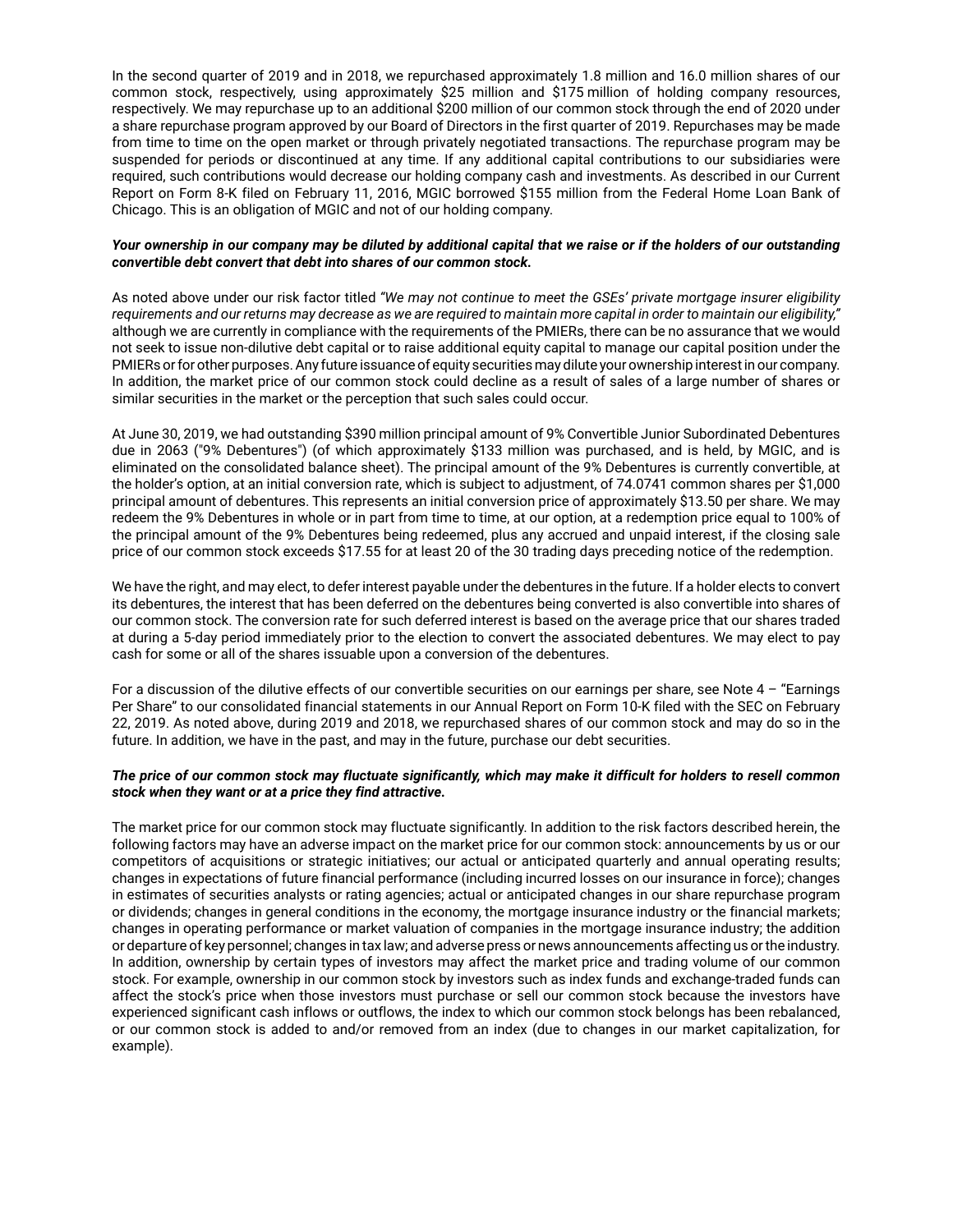In the second quarter of 2019 and in 2018, we repurchased approximately 1.8 million and 16.0 million shares of our common stock, respectively, using approximately $25 million and $175 million of holding company resources, respectively. We may repurchase up to an additional $200 million of our common stock through the end of 2020 under a share repurchase program approved by our Board of Directors in the first quarter of 2019. Repurchases may be made from time to time on the open market or through privately negotiated transactions. The repurchase program may be suspended for periods or discontinued at any time. If any additional capital contributions to our subsidiaries were required, such contributions would decrease our holding company cash and investments. As described in our Current Report on Form 8-K filed on February 11, 2016, MGIC borrowed $155 million from the Federal Home Loan Bank of Chicago. This is an obligation of MGIC and not of our holding company.

***Your ownership in our company may be diluted by additional capital that we raise or if the holders of our outstanding convertible debt convert that debt into shares of our common stock.***

As noted above under our risk factor titled *"We may not continue to meet the GSEs' private mortgage insurer eligibility requirements and our returns may decrease as we are required to maintain more capital in order to maintain our eligibility,"* although we are currently in compliance with the requirements of the PMIERs, there can be no assurance that we would not seek to issue non-dilutive debt capital or to raise additional equity capital to manage our capital position under the PMIERs or for other purposes. Any future issuance of equity securities may dilute your ownership interest in our company. In addition, the market price of our common stock could decline as a result of sales of a large number of shares or similar securities in the market or the perception that such sales could occur.

At June 30, 2019, we had outstanding $390 million principal amount of 9% Convertible Junior Subordinated Debentures due in 2063 ("9% Debentures") (of which approximately $133 million was purchased, and is held, by MGIC, and is eliminated on the consolidated balance sheet). The principal amount of the 9% Debentures is currently convertible, at the holder's option, at an initial conversion rate, which is subject to adjustment, of 74.0741 common shares per $1,000 principal amount of debentures. This represents an initial conversion price of approximately $13.50 per share. We may redeem the 9% Debentures in whole or in part from time to time, at our option, at a redemption price equal to 100% of the principal amount of the 9% Debentures being redeemed, plus any accrued and unpaid interest, if the closing sale price of our common stock exceeds $17.55 for at least 20 of the 30 trading days preceding notice of the redemption.

We have the right, and may elect, to defer interest payable under the debentures in the future. If a holder elects to convert its debentures, the interest that has been deferred on the debentures being converted is also convertible into shares of our common stock. The conversion rate for such deferred interest is based on the average price that our shares traded at during a 5-day period immediately prior to the election to convert the associated debentures. We may elect to pay cash for some or all of the shares issuable upon a conversion of the debentures.

For a discussion of the dilutive effects of our convertible securities on our earnings per share, see Note 4 – "Earnings Per Share" to our consolidated financial statements in our Annual Report on Form 10-K filed with the SEC on February 22, 2019. As noted above, during 2019 and 2018, we repurchased shares of our common stock and may do so in the future. In addition, we have in the past, and may in the future, purchase our debt securities.

***The price of our common stock may fluctuate significantly, which may make it difficult for holders to resell common stock when they want or at a price they find attractive.***

The market price for our common stock may fluctuate significantly. In addition to the risk factors described herein, the following factors may have an adverse impact on the market price for our common stock: announcements by us or our competitors of acquisitions or strategic initiatives; our actual or anticipated quarterly and annual operating results; changes in expectations of future financial performance (including incurred losses on our insurance in force); changes in estimates of securities analysts or rating agencies; actual or anticipated changes in our share repurchase program or dividends; changes in general conditions in the economy, the mortgage insurance industry or the financial markets; changes in operating performance or market valuation of companies in the mortgage insurance industry; the addition or departure of key personnel; changes in tax law; and adverse press or news announcements affecting us or the industry. In addition, ownership by certain types of investors may affect the market price and trading volume of our common stock. For example, ownership in our common stock by investors such as index funds and exchange-traded funds can affect the stock's price when those investors must purchase or sell our common stock because the investors have experienced significant cash inflows or outflows, the index to which our common stock belongs has been rebalanced, or our common stock is added to and/or removed from an index (due to changes in our market capitalization, for example).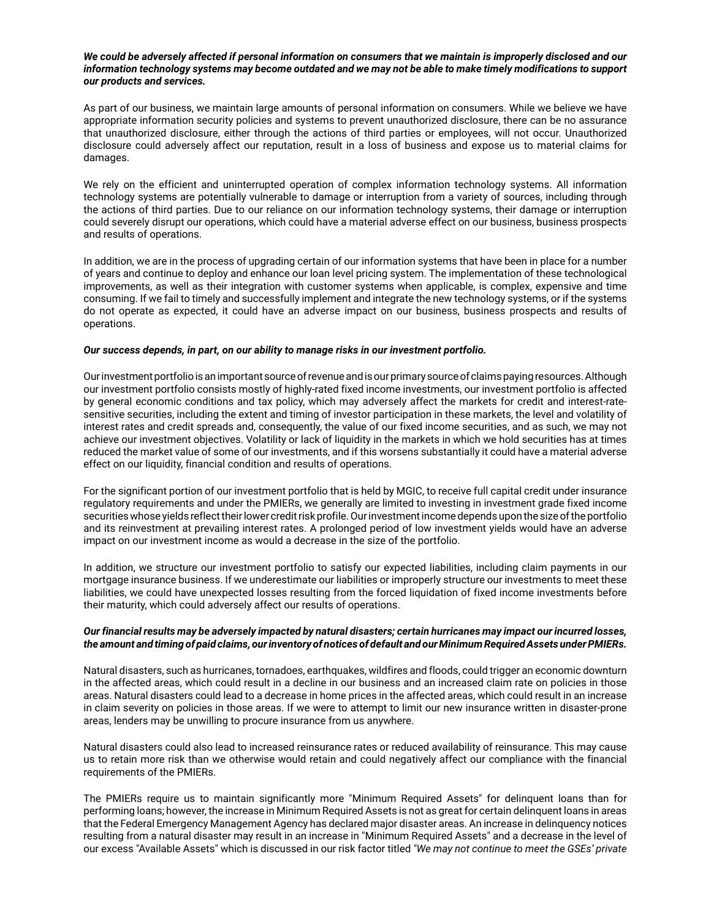***We could be adversely affected if personal information on consumers that we maintain is improperly disclosed and our information technology systems may become outdated and we may not be able to make timely modifications to support our products and services.***

As part of our business, we maintain large amounts of personal information on consumers. While we believe we have appropriate information security policies and systems to prevent unauthorized disclosure, there can be no assurance that unauthorized disclosure, either through the actions of third parties or employees, will not occur. Unauthorized disclosure could adversely affect our reputation, result in a loss of business and expose us to material claims for damages.

We rely on the efficient and uninterrupted operation of complex information technology systems. All information technology systems are potentially vulnerable to damage or interruption from a variety of sources, including through the actions of third parties. Due to our reliance on our information technology systems, their damage or interruption could severely disrupt our operations, which could have a material adverse effect on our business, business prospects and results of operations.

In addition, we are in the process of upgrading certain of our information systems that have been in place for a number of years and continue to deploy and enhance our loan level pricing system. The implementation of these technological improvements, as well as their integration with customer systems when applicable, is complex, expensive and time consuming. If we fail to timely and successfully implement and integrate the new technology systems, or if the systems do not operate as expected, it could have an adverse impact on our business, business prospects and results of operations.

***Our success depends, in part, on our ability to manage risks in our investment portfolio.***

Our investment portfolio is an important source of revenue and is our primary source of claims paying resources. Although our investment portfolio consists mostly of highly-rated fixed income investments, our investment portfolio is affected by general economic conditions and tax policy, which may adversely affect the markets for credit and interest-rate-sensitive securities, including the extent and timing of investor participation in these markets, the level and volatility of interest rates and credit spreads and, consequently, the value of our fixed income securities, and as such, we may not achieve our investment objectives. Volatility or lack of liquidity in the markets in which we hold securities has at times reduced the market value of some of our investments, and if this worsens substantially it could have a material adverse effect on our liquidity, financial condition and results of operations.

For the significant portion of our investment portfolio that is held by MGIC, to receive full capital credit under insurance regulatory requirements and under the PMIERs, we generally are limited to investing in investment grade fixed income securities whose yields reflect their lower credit risk profile. Our investment income depends upon the size of the portfolio and its reinvestment at prevailing interest rates. A prolonged period of low investment yields would have an adverse impact on our investment income as would a decrease in the size of the portfolio.

In addition, we structure our investment portfolio to satisfy our expected liabilities, including claim payments in our mortgage insurance business. If we underestimate our liabilities or improperly structure our investments to meet these liabilities, we could have unexpected losses resulting from the forced liquidation of fixed income investments before their maturity, which could adversely affect our results of operations.

***Our financial results may be adversely impacted by natural disasters; certain hurricanes may impact our incurred losses, the amount and timing of paid claims, our inventory of notices of default and our Minimum Required Assets under PMIERs.***

Natural disasters, such as hurricanes, tornadoes, earthquakes, wildfires and floods, could trigger an economic downturn in the affected areas, which could result in a decline in our business and an increased claim rate on policies in those areas. Natural disasters could lead to a decrease in home prices in the affected areas, which could result in an increase in claim severity on policies in those areas. If we were to attempt to limit our new insurance written in disaster-prone areas, lenders may be unwilling to procure insurance from us anywhere.

Natural disasters could also lead to increased reinsurance rates or reduced availability of reinsurance. This may cause us to retain more risk than we otherwise would retain and could negatively affect our compliance with the financial requirements of the PMIERs.

The PMIERs require us to maintain significantly more "Minimum Required Assets" for delinquent loans than for performing loans; however, the increase in Minimum Required Assets is not as great for certain delinquent loans in areas that the Federal Emergency Management Agency has declared major disaster areas. An increase in delinquency notices resulting from a natural disaster may result in an increase in "Minimum Required Assets" and a decrease in the level of our excess "Available Assets" which is discussed in our risk factor titled *"We may not continue to meet the GSEs' private*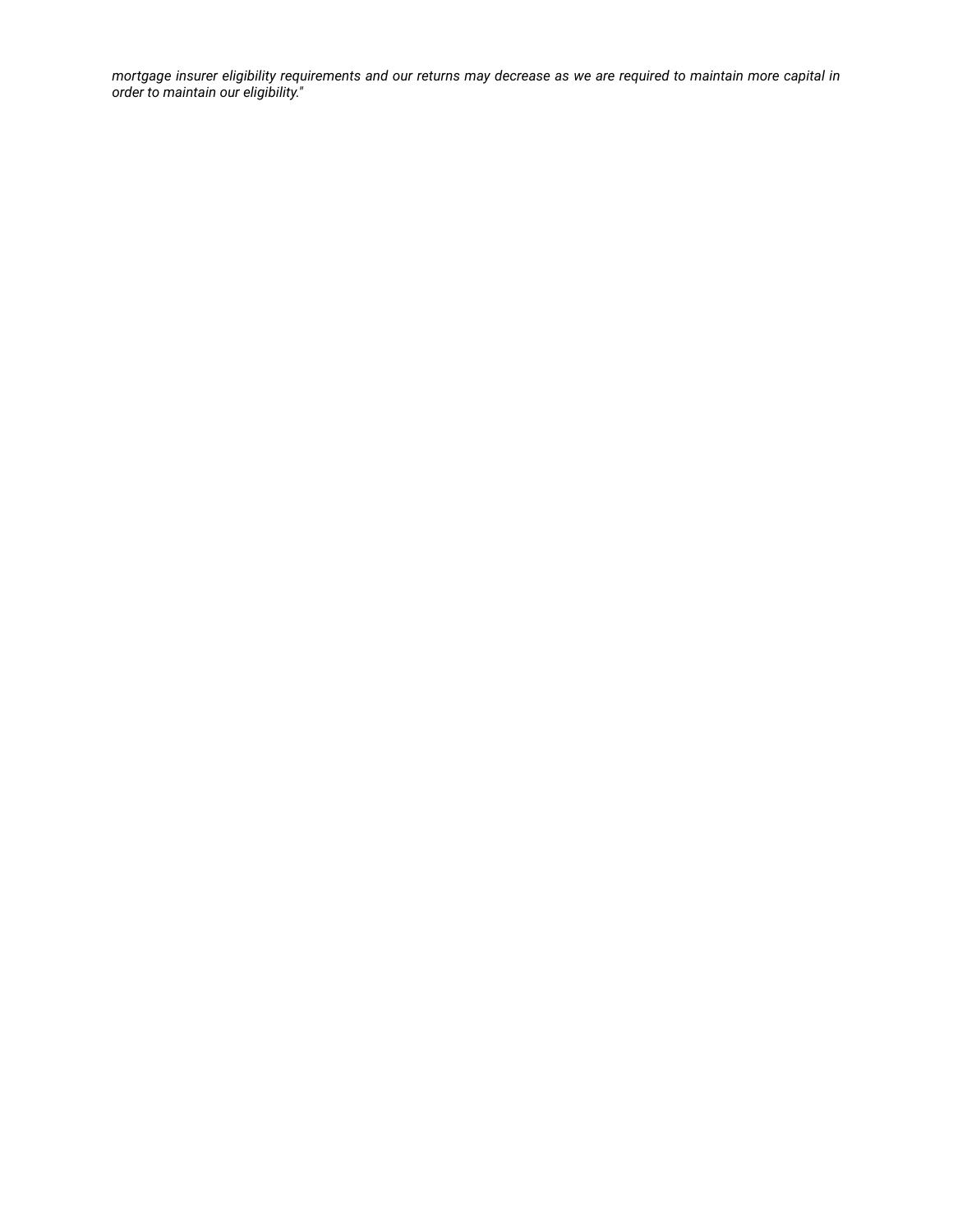*mortgage insurer eligibility requirements and our returns may decrease as we are required to maintain more capital in order to maintain our eligibility."*